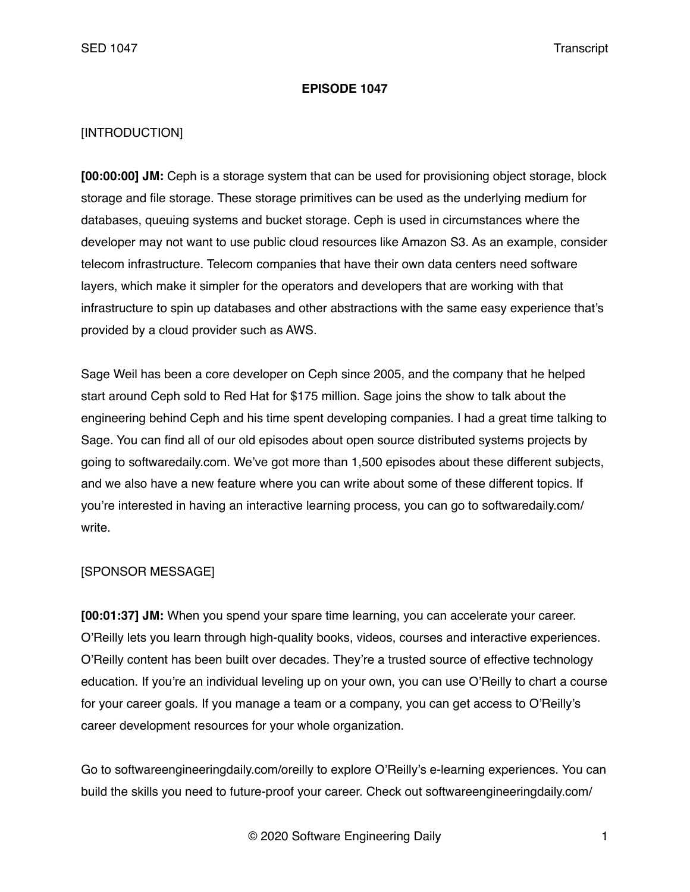**EPISODE 1047**

[INTRODUCTION]

**[00:00:00] JM:** Ceph is a storage system that can be used for provisioning object storage, block storage and file storage. These storage primitives can be used as the underlying medium for databases, queuing systems and bucket storage. Ceph is used in circumstances where the developer may not want to use public cloud resources like Amazon S3. As an example, consider telecom infrastructure. Telecom companies that have their own data centers need software layers, which make it simpler for the operators and developers that are working with that infrastructure to spin up databases and other abstractions with the same easy experience that's provided by a cloud provider such as AWS.

Sage Weil has been a core developer on Ceph since 2005, and the company that he helped start around Ceph sold to Red Hat for $175 million. Sage joins the show to talk about the engineering behind Ceph and his time spent developing companies. I had a great time talking to Sage. You can find all of our old episodes about open source distributed systems projects by going to softwaredaily.com. We've got more than 1,500 episodes about these different subjects, and we also have a new feature where you can write about some of these different topics. If you're interested in having an interactive learning process, you can go to softwaredaily.com/write.

[SPONSOR MESSAGE]

**[00:01:37] JM:** When you spend your spare time learning, you can accelerate your career. O'Reilly lets you learn through high-quality books, videos, courses and interactive experiences. O'Reilly content has been built over decades. They're a trusted source of effective technology education. If you're an individual leveling up on your own, you can use O'Reilly to chart a course for your career goals. If you manage a team or a company, you can get access to O'Reilly's career development resources for your whole organization.

Go to softwareengineeringdaily.com/oreilly to explore O'Reilly's e-learning experiences. You can build the skills you need to future-proof your career. Check out softwareengineeringdaily.com/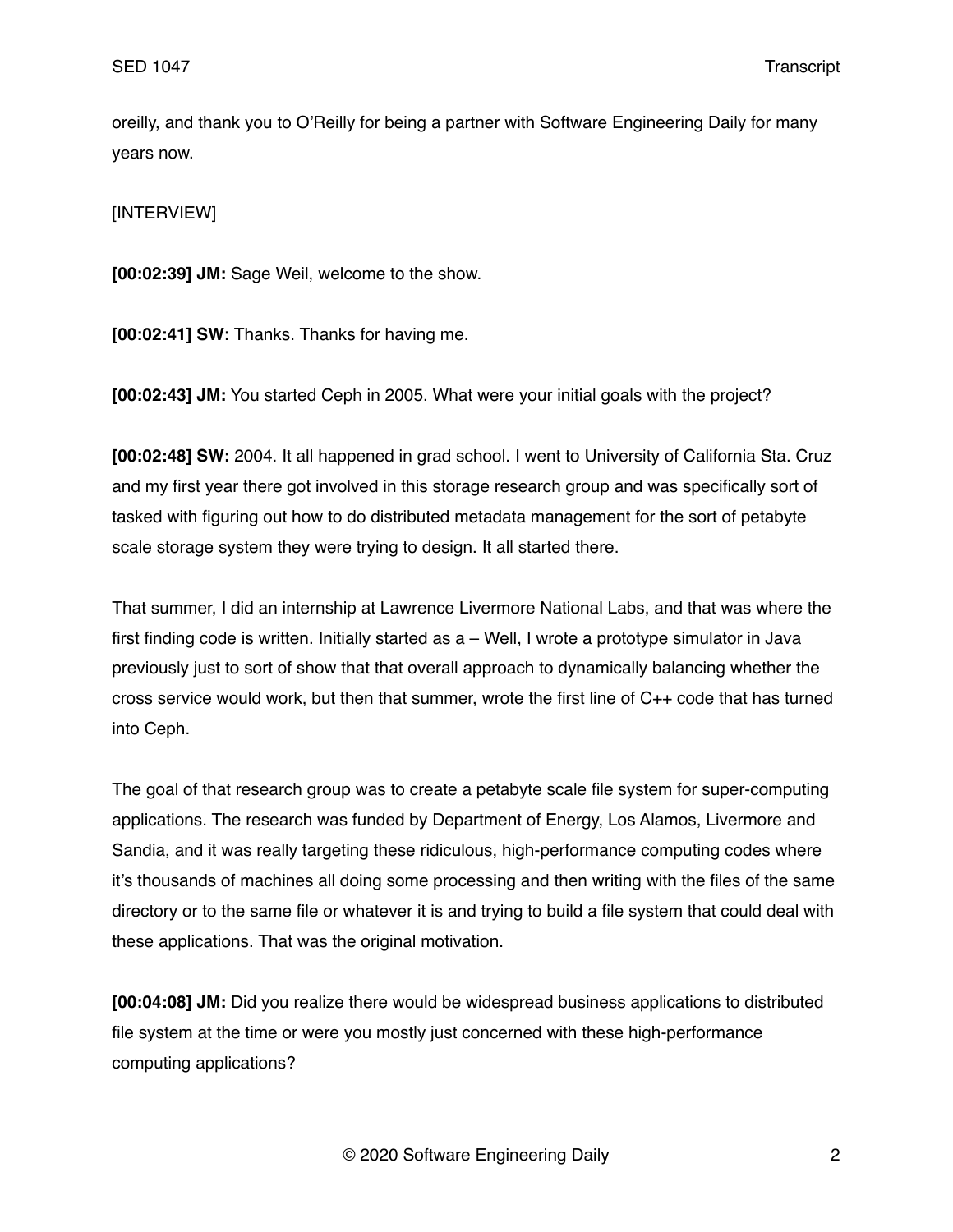oreilly, and thank you to O'Reilly for being a partner with Software Engineering Daily for many years now.

[INTERVIEW]

**[00:02:39] JM:** Sage Weil, welcome to the show.

**[00:02:41] SW:** Thanks. Thanks for having me.

**[00:02:43] JM:** You started Ceph in 2005. What were your initial goals with the project?

**[00:02:48] SW:** 2004. It all happened in grad school. I went to University of California Sta. Cruz and my first year there got involved in this storage research group and was specifically sort of tasked with figuring out how to do distributed metadata management for the sort of petabyte scale storage system they were trying to design. It all started there.

That summer, I did an internship at Lawrence Livermore National Labs, and that was where the first finding code is written. Initially started as a – Well, I wrote a prototype simulator in Java previously just to sort of show that that overall approach to dynamically balancing whether the cross service would work, but then that summer, wrote the first line of C++ code that has turned into Ceph.

The goal of that research group was to create a petabyte scale file system for super-computing applications. The research was funded by Department of Energy, Los Alamos, Livermore and Sandia, and it was really targeting these ridiculous, high-performance computing codes where it's thousands of machines all doing some processing and then writing with the files of the same directory or to the same file or whatever it is and trying to build a file system that could deal with these applications. That was the original motivation.

**[00:04:08] JM:** Did you realize there would be widespread business applications to distributed file system at the time or were you mostly just concerned with these high-performance computing applications?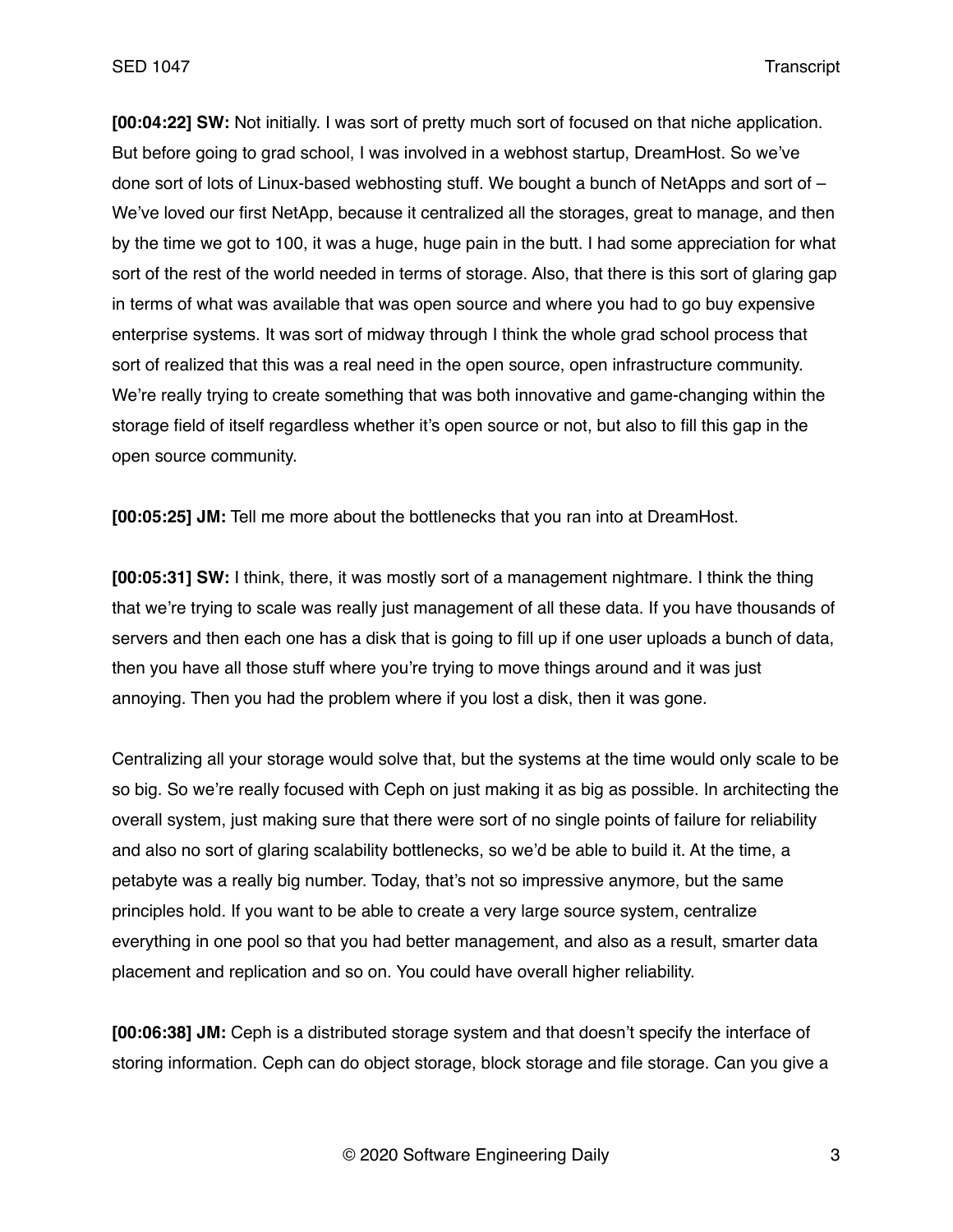**[00:04:22] SW:** Not initially. I was sort of pretty much sort of focused on that niche application. But before going to grad school, I was involved in a webhost startup, DreamHost. So we've done sort of lots of Linux-based webhosting stuff. We bought a bunch of NetApps and sort of – We've loved our first NetApp, because it centralized all the storages, great to manage, and then by the time we got to 100, it was a huge, huge pain in the butt. I had some appreciation for what sort of the rest of the world needed in terms of storage. Also, that there is this sort of glaring gap in terms of what was available that was open source and where you had to go buy expensive enterprise systems. It was sort of midway through I think the whole grad school process that sort of realized that this was a real need in the open source, open infrastructure community. We're really trying to create something that was both innovative and game-changing within the storage field of itself regardless whether it's open source or not, but also to fill this gap in the open source community.

**[00:05:25] JM:** Tell me more about the bottlenecks that you ran into at DreamHost.

**[00:05:31] SW:** I think, there, it was mostly sort of a management nightmare. I think the thing that we're trying to scale was really just management of all these data. If you have thousands of servers and then each one has a disk that is going to fill up if one user uploads a bunch of data, then you have all those stuff where you're trying to move things around and it was just annoying. Then you had the problem where if you lost a disk, then it was gone.

Centralizing all your storage would solve that, but the systems at the time would only scale to be so big. So we're really focused with Ceph on just making it as big as possible. In architecting the overall system, just making sure that there were sort of no single points of failure for reliability and also no sort of glaring scalability bottlenecks, so we'd be able to build it. At the time, a petabyte was a really big number. Today, that's not so impressive anymore, but the same principles hold. If you want to be able to create a very large source system, centralize everything in one pool so that you had better management, and also as a result, smarter data placement and replication and so on. You could have overall higher reliability.

**[00:06:38] JM:** Ceph is a distributed storage system and that doesn't specify the interface of storing information. Ceph can do object storage, block storage and file storage. Can you give a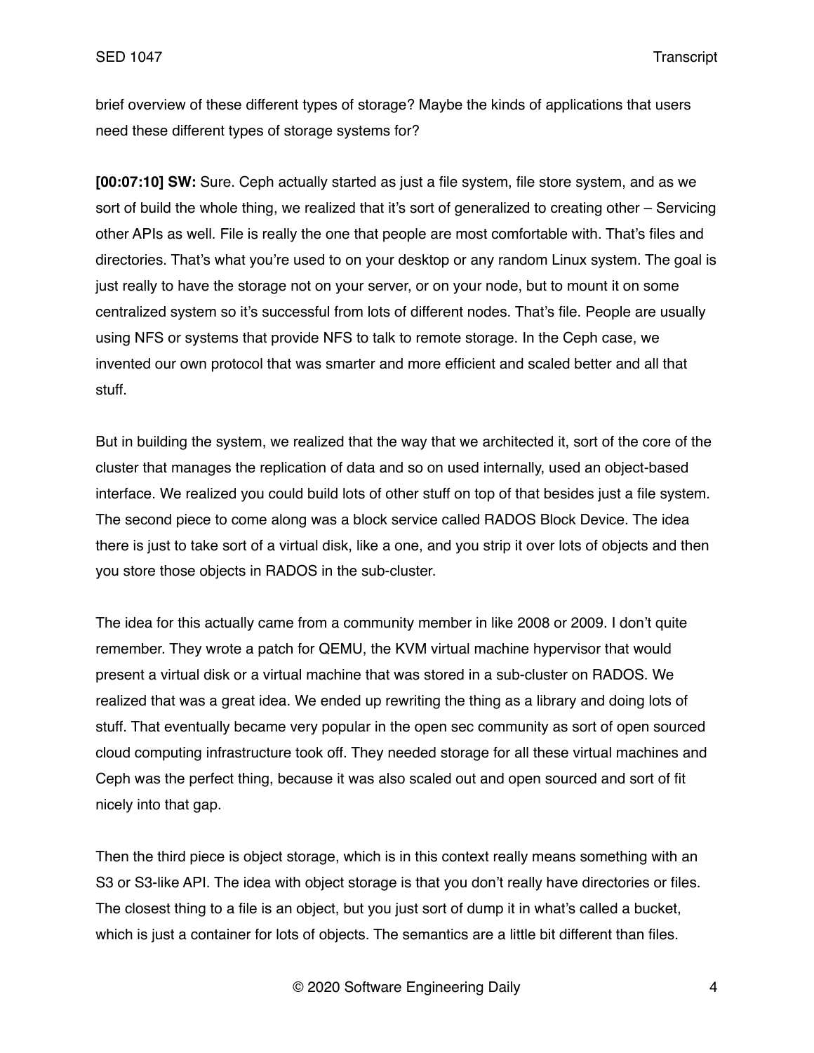brief overview of these different types of storage? Maybe the kinds of applications that users need these different types of storage systems for?

**[00:07:10] SW:** Sure. Ceph actually started as just a file system, file store system, and as we sort of build the whole thing, we realized that it's sort of generalized to creating other – Servicing other APIs as well. File is really the one that people are most comfortable with. That's files and directories. That's what you're used to on your desktop or any random Linux system. The goal is just really to have the storage not on your server, or on your node, but to mount it on some centralized system so it's successful from lots of different nodes. That's file. People are usually using NFS or systems that provide NFS to talk to remote storage. In the Ceph case, we invented our own protocol that was smarter and more efficient and scaled better and all that stuff.

But in building the system, we realized that the way that we architected it, sort of the core of the cluster that manages the replication of data and so on used internally, used an object-based interface. We realized you could build lots of other stuff on top of that besides just a file system. The second piece to come along was a block service called RADOS Block Device. The idea there is just to take sort of a virtual disk, like a one, and you strip it over lots of objects and then you store those objects in RADOS in the sub-cluster.

The idea for this actually came from a community member in like 2008 or 2009. I don't quite remember. They wrote a patch for QEMU, the KVM virtual machine hypervisor that would present a virtual disk or a virtual machine that was stored in a sub-cluster on RADOS. We realized that was a great idea. We ended up rewriting the thing as a library and doing lots of stuff. That eventually became very popular in the open sec community as sort of open sourced cloud computing infrastructure took off. They needed storage for all these virtual machines and Ceph was the perfect thing, because it was also scaled out and open sourced and sort of fit nicely into that gap.

Then the third piece is object storage, which is in this context really means something with an S3 or S3-like API. The idea with object storage is that you don't really have directories or files. The closest thing to a file is an object, but you just sort of dump it in what's called a bucket, which is just a container for lots of objects. The semantics are a little bit different than files.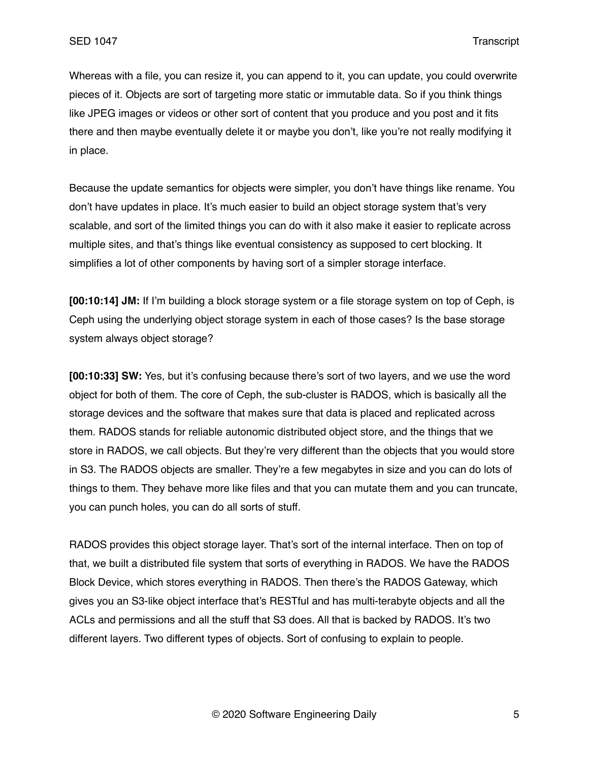Whereas with a file, you can resize it, you can append to it, you can update, you could overwrite pieces of it. Objects are sort of targeting more static or immutable data. So if you think things like JPEG images or videos or other sort of content that you produce and you post and it fits there and then maybe eventually delete it or maybe you don't, like you're not really modifying it in place.

Because the update semantics for objects were simpler, you don't have things like rename. You don't have updates in place. It's much easier to build an object storage system that's very scalable, and sort of the limited things you can do with it also make it easier to replicate across multiple sites, and that's things like eventual consistency as supposed to cert blocking. It simplifies a lot of other components by having sort of a simpler storage interface.

**[00:10:14] JM:** If I'm building a block storage system or a file storage system on top of Ceph, is Ceph using the underlying object storage system in each of those cases? Is the base storage system always object storage?

**[00:10:33] SW:** Yes, but it's confusing because there's sort of two layers, and we use the word object for both of them. The core of Ceph, the sub-cluster is RADOS, which is basically all the storage devices and the software that makes sure that data is placed and replicated across them. RADOS stands for reliable autonomic distributed object store, and the things that we store in RADOS, we call objects. But they're very different than the objects that you would store in S3. The RADOS objects are smaller. They're a few megabytes in size and you can do lots of things to them. They behave more like files and that you can mutate them and you can truncate, you can punch holes, you can do all sorts of stuff.

RADOS provides this object storage layer. That's sort of the internal interface. Then on top of that, we built a distributed file system that sorts of everything in RADOS. We have the RADOS Block Device, which stores everything in RADOS. Then there's the RADOS Gateway, which gives you an S3-like object interface that's RESTful and has multi-terabyte objects and all the ACLs and permissions and all the stuff that S3 does. All that is backed by RADOS. It's two different layers. Two different types of objects. Sort of confusing to explain to people.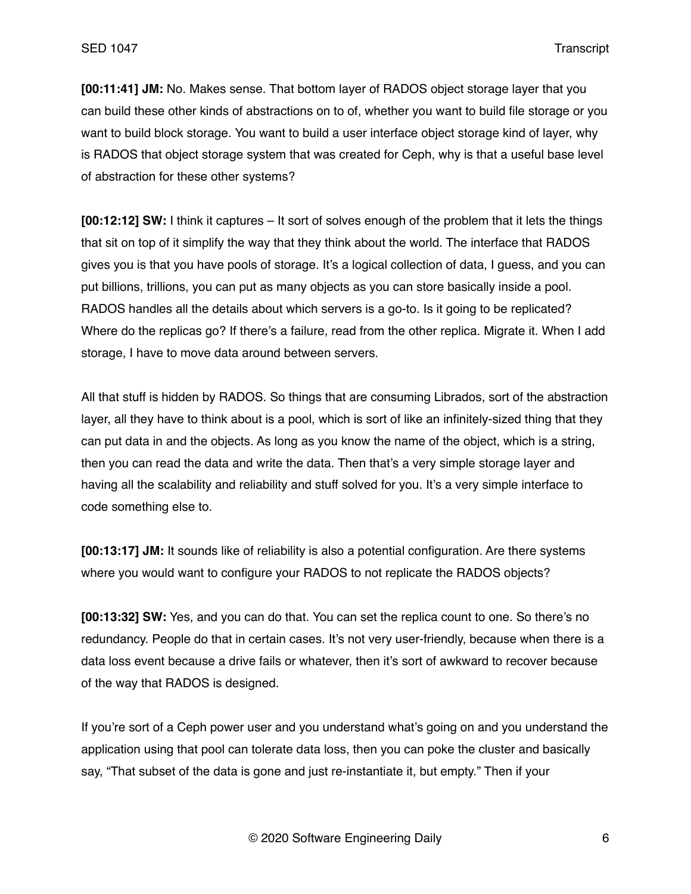**[00:11:41] JM:** No. Makes sense. That bottom layer of RADOS object storage layer that you can build these other kinds of abstractions on to of, whether you want to build file storage or you want to build block storage. You want to build a user interface object storage kind of layer, why is RADOS that object storage system that was created for Ceph, why is that a useful base level of abstraction for these other systems?

**[00:12:12] SW:** I think it captures – It sort of solves enough of the problem that it lets the things that sit on top of it simplify the way that they think about the world. The interface that RADOS gives you is that you have pools of storage. It's a logical collection of data, I guess, and you can put billions, trillions, you can put as many objects as you can store basically inside a pool. RADOS handles all the details about which servers is a go-to. Is it going to be replicated? Where do the replicas go? If there's a failure, read from the other replica. Migrate it. When I add storage, I have to move data around between servers.

All that stuff is hidden by RADOS. So things that are consuming Librados, sort of the abstraction layer, all they have to think about is a pool, which is sort of like an infinitely-sized thing that they can put data in and the objects. As long as you know the name of the object, which is a string, then you can read the data and write the data. Then that's a very simple storage layer and having all the scalability and reliability and stuff solved for you. It's a very simple interface to code something else to.

**[00:13:17] JM:** It sounds like of reliability is also a potential configuration. Are there systems where you would want to configure your RADOS to not replicate the RADOS objects?

**[00:13:32] SW:** Yes, and you can do that. You can set the replica count to one. So there's no redundancy. People do that in certain cases. It's not very user-friendly, because when there is a data loss event because a drive fails or whatever, then it's sort of awkward to recover because of the way that RADOS is designed.

If you're sort of a Ceph power user and you understand what's going on and you understand the application using that pool can tolerate data loss, then you can poke the cluster and basically say, "That subset of the data is gone and just re-instantiate it, but empty." Then if your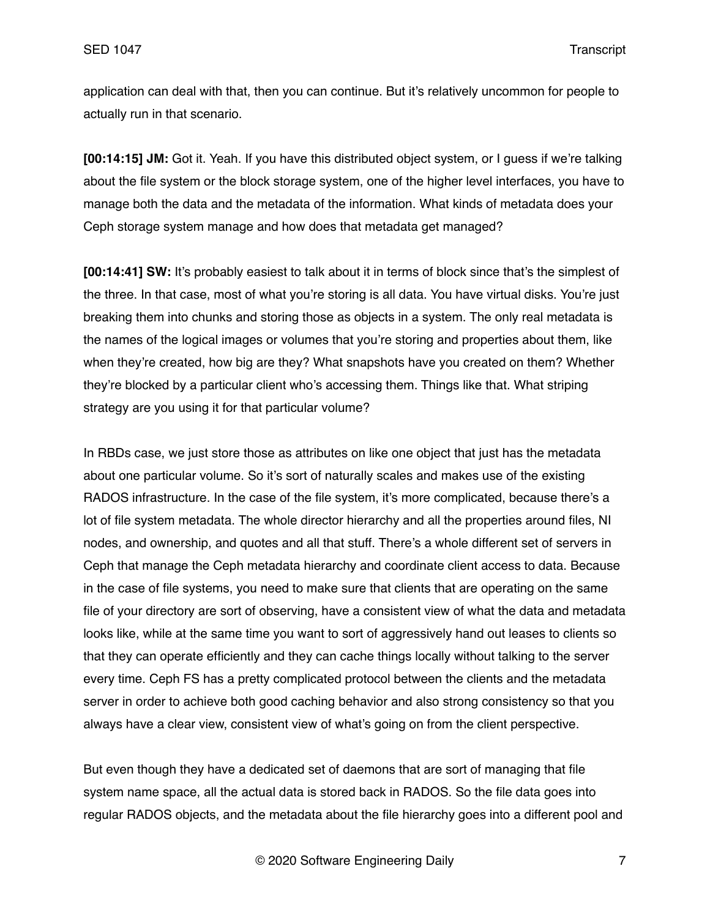application can deal with that, then you can continue. But it's relatively uncommon for people to actually run in that scenario.

**[00:14:15] JM:** Got it. Yeah. If you have this distributed object system, or I guess if we're talking about the file system or the block storage system, one of the higher level interfaces, you have to manage both the data and the metadata of the information. What kinds of metadata does your Ceph storage system manage and how does that metadata get managed?

**[00:14:41] SW:** It's probably easiest to talk about it in terms of block since that's the simplest of the three. In that case, most of what you're storing is all data. You have virtual disks. You're just breaking them into chunks and storing those as objects in a system. The only real metadata is the names of the logical images or volumes that you're storing and properties about them, like when they're created, how big are they? What snapshots have you created on them? Whether they're blocked by a particular client who's accessing them. Things like that. What striping strategy are you using it for that particular volume?

In RBDs case, we just store those as attributes on like one object that just has the metadata about one particular volume. So it's sort of naturally scales and makes use of the existing RADOS infrastructure. In the case of the file system, it's more complicated, because there's a lot of file system metadata. The whole director hierarchy and all the properties around files, NI nodes, and ownership, and quotes and all that stuff. There's a whole different set of servers in Ceph that manage the Ceph metadata hierarchy and coordinate client access to data. Because in the case of file systems, you need to make sure that clients that are operating on the same file of your directory are sort of observing, have a consistent view of what the data and metadata looks like, while at the same time you want to sort of aggressively hand out leases to clients so that they can operate efficiently and they can cache things locally without talking to the server every time. Ceph FS has a pretty complicated protocol between the clients and the metadata server in order to achieve both good caching behavior and also strong consistency so that you always have a clear view, consistent view of what's going on from the client perspective.

But even though they have a dedicated set of daemons that are sort of managing that file system name space, all the actual data is stored back in RADOS. So the file data goes into regular RADOS objects, and the metadata about the file hierarchy goes into a different pool and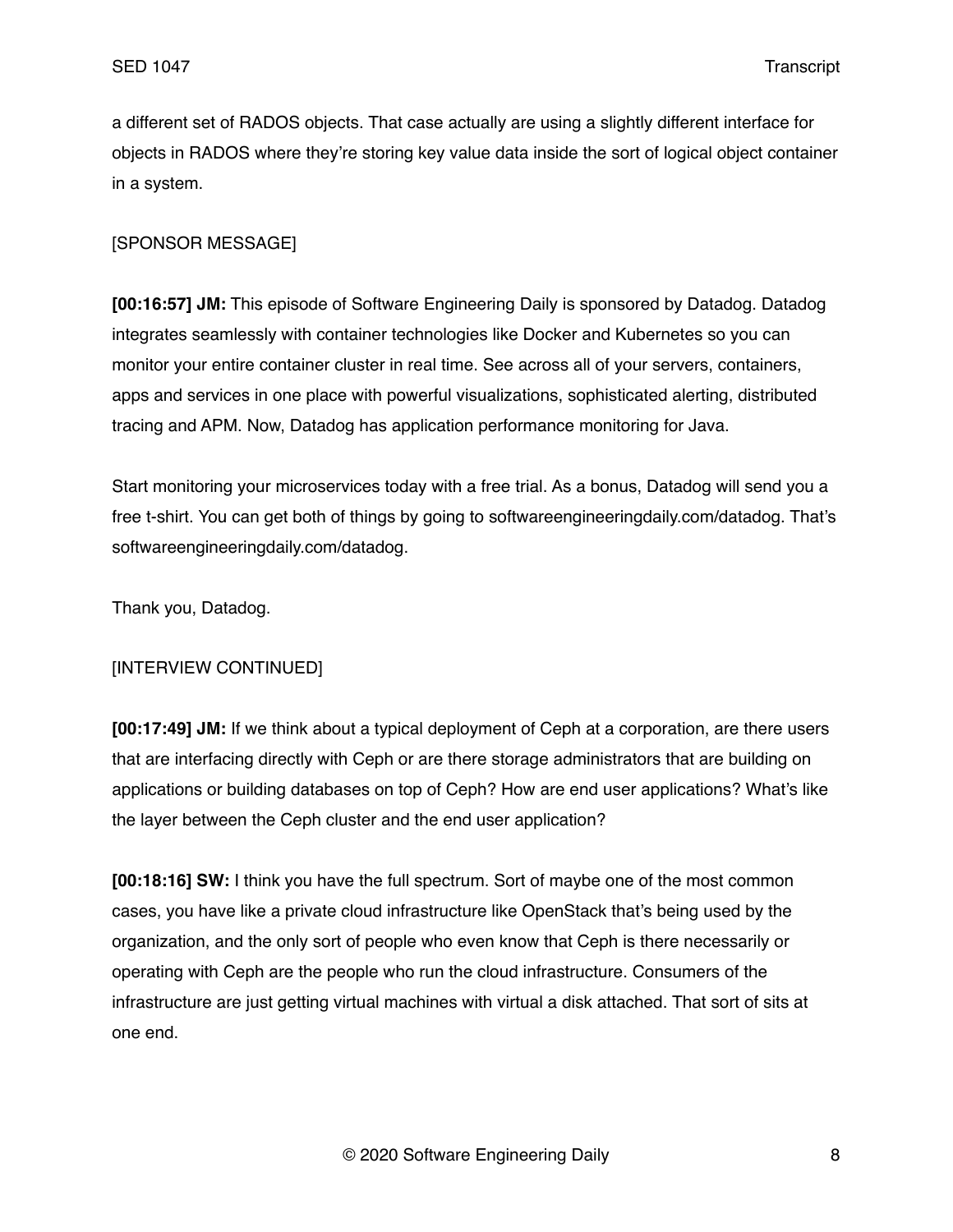a different set of RADOS objects. That case actually are using a slightly different interface for objects in RADOS where they're storing key value data inside the sort of logical object container in a system.

[SPONSOR MESSAGE]

**[00:16:57] JM:** This episode of Software Engineering Daily is sponsored by Datadog. Datadog integrates seamlessly with container technologies like Docker and Kubernetes so you can monitor your entire container cluster in real time. See across all of your servers, containers, apps and services in one place with powerful visualizations, sophisticated alerting, distributed tracing and APM. Now, Datadog has application performance monitoring for Java.

Start monitoring your microservices today with a free trial. As a bonus, Datadog will send you a free t-shirt. You can get both of things by going to softwareengineeringdaily.com/datadog. That's softwareengineeringdaily.com/datadog.

Thank you, Datadog.

[INTERVIEW CONTINUED]

**[00:17:49] JM:** If we think about a typical deployment of Ceph at a corporation, are there users that are interfacing directly with Ceph or are there storage administrators that are building on applications or building databases on top of Ceph? How are end user applications? What's like the layer between the Ceph cluster and the end user application?

**[00:18:16] SW:** I think you have the full spectrum. Sort of maybe one of the most common cases, you have like a private cloud infrastructure like OpenStack that's being used by the organization, and the only sort of people who even know that Ceph is there necessarily or operating with Ceph are the people who run the cloud infrastructure. Consumers of the infrastructure are just getting virtual machines with virtual a disk attached. That sort of sits at one end.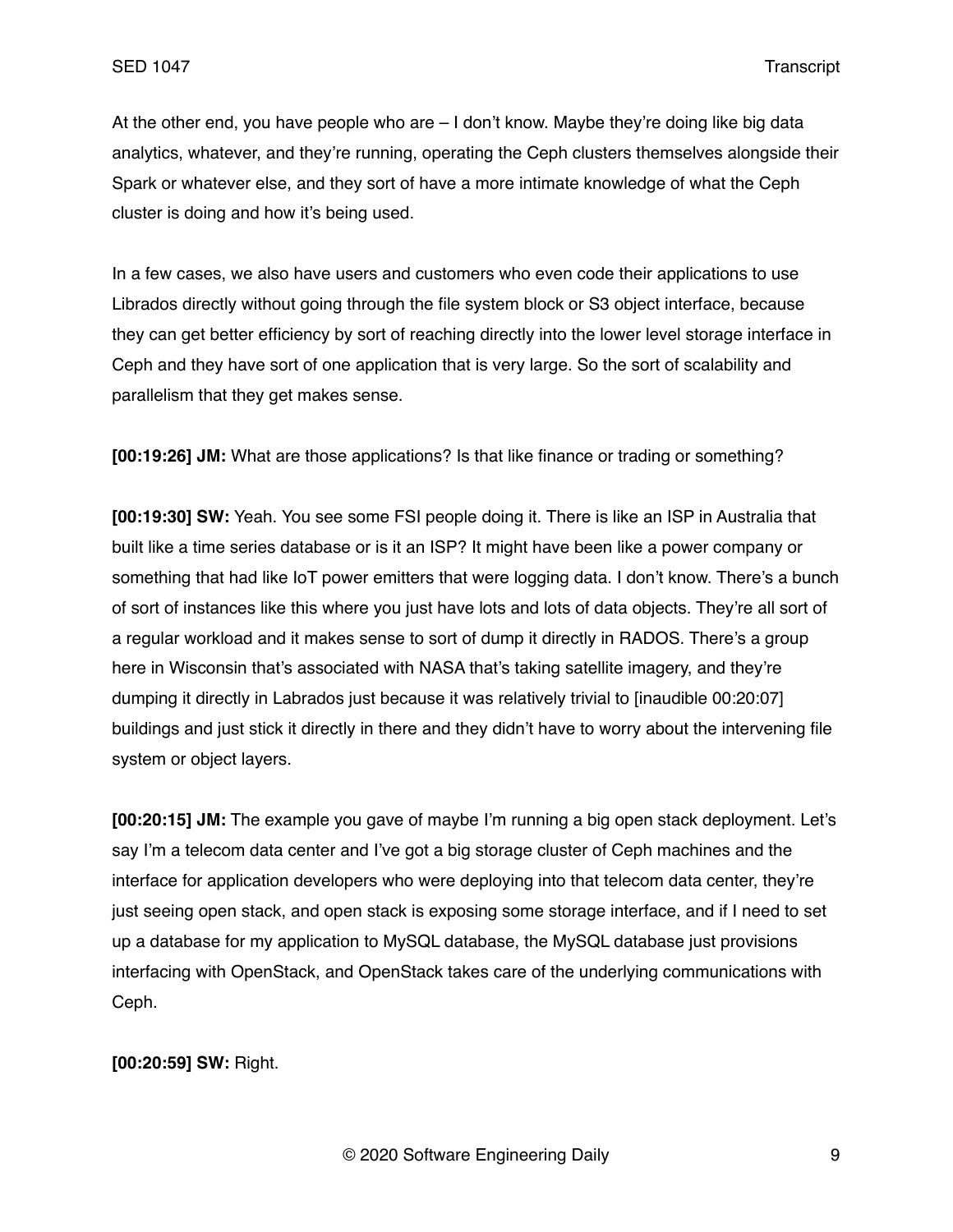At the other end, you have people who are – I don't know. Maybe they're doing like big data analytics, whatever, and they're running, operating the Ceph clusters themselves alongside their Spark or whatever else, and they sort of have a more intimate knowledge of what the Ceph cluster is doing and how it's being used.

In a few cases, we also have users and customers who even code their applications to use Librados directly without going through the file system block or S3 object interface, because they can get better efficiency by sort of reaching directly into the lower level storage interface in Ceph and they have sort of one application that is very large. So the sort of scalability and parallelism that they get makes sense.

**[00:19:26] JM:** What are those applications? Is that like finance or trading or something?

**[00:19:30] SW:** Yeah. You see some FSI people doing it. There is like an ISP in Australia that built like a time series database or is it an ISP? It might have been like a power company or something that had like IoT power emitters that were logging data. I don't know. There's a bunch of sort of instances like this where you just have lots and lots of data objects. They're all sort of a regular workload and it makes sense to sort of dump it directly in RADOS. There's a group here in Wisconsin that's associated with NASA that's taking satellite imagery, and they're dumping it directly in Labrados just because it was relatively trivial to [inaudible 00:20:07] buildings and just stick it directly in there and they didn't have to worry about the intervening file system or object layers.

**[00:20:15] JM:** The example you gave of maybe I'm running a big open stack deployment. Let's say I'm a telecom data center and I've got a big storage cluster of Ceph machines and the interface for application developers who were deploying into that telecom data center, they're just seeing open stack, and open stack is exposing some storage interface, and if I need to set up a database for my application to MySQL database, the MySQL database just provisions interfacing with OpenStack, and OpenStack takes care of the underlying communications with Ceph.

**[00:20:59] SW:** Right.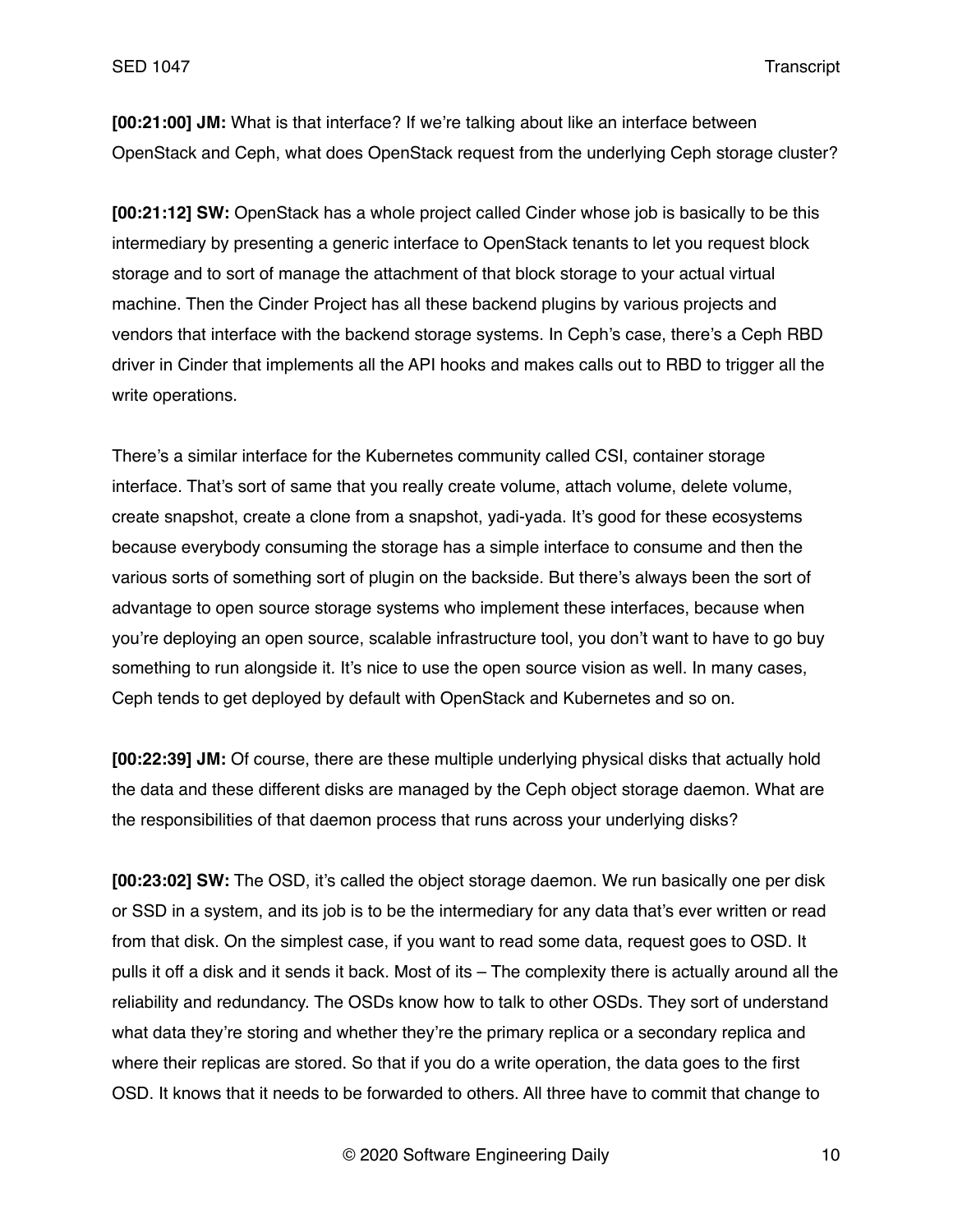**[00:21:00] JM:** What is that interface? If we're talking about like an interface between OpenStack and Ceph, what does OpenStack request from the underlying Ceph storage cluster?

**[00:21:12] SW:** OpenStack has a whole project called Cinder whose job is basically to be this intermediary by presenting a generic interface to OpenStack tenants to let you request block storage and to sort of manage the attachment of that block storage to your actual virtual machine. Then the Cinder Project has all these backend plugins by various projects and vendors that interface with the backend storage systems. In Ceph's case, there's a Ceph RBD driver in Cinder that implements all the API hooks and makes calls out to RBD to trigger all the write operations.

There's a similar interface for the Kubernetes community called CSI, container storage interface. That's sort of same that you really create volume, attach volume, delete volume, create snapshot, create a clone from a snapshot, yadi-yada. It's good for these ecosystems because everybody consuming the storage has a simple interface to consume and then the various sorts of something sort of plugin on the backside. But there's always been the sort of advantage to open source storage systems who implement these interfaces, because when you're deploying an open source, scalable infrastructure tool, you don't want to have to go buy something to run alongside it. It's nice to use the open source vision as well. In many cases, Ceph tends to get deployed by default with OpenStack and Kubernetes and so on.

**[00:22:39] JM:** Of course, there are these multiple underlying physical disks that actually hold the data and these different disks are managed by the Ceph object storage daemon. What are the responsibilities of that daemon process that runs across your underlying disks?

**[00:23:02] SW:** The OSD, it's called the object storage daemon. We run basically one per disk or SSD in a system, and its job is to be the intermediary for any data that's ever written or read from that disk. On the simplest case, if you want to read some data, request goes to OSD. It pulls it off a disk and it sends it back. Most of its – The complexity there is actually around all the reliability and redundancy. The OSDs know how to talk to other OSDs. They sort of understand what data they're storing and whether they're the primary replica or a secondary replica and where their replicas are stored. So that if you do a write operation, the data goes to the first OSD. It knows that it needs to be forwarded to others. All three have to commit that change to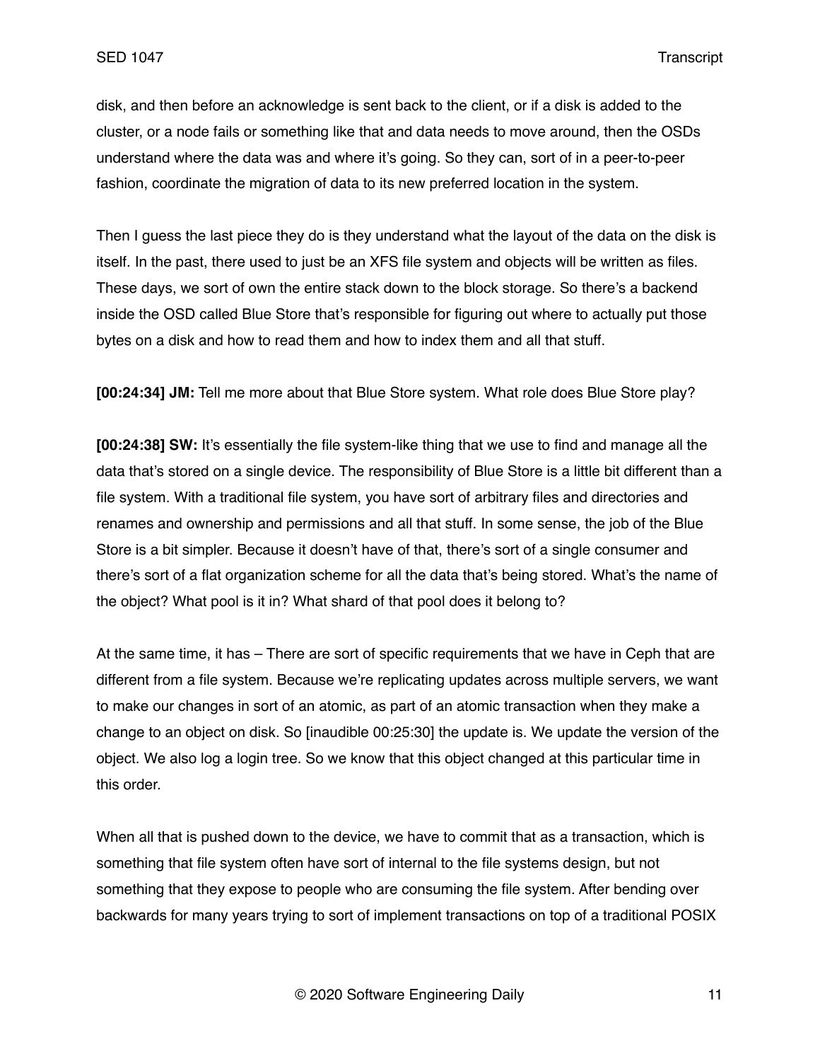disk, and then before an acknowledge is sent back to the client, or if a disk is added to the cluster, or a node fails or something like that and data needs to move around, then the OSDs understand where the data was and where it's going. So they can, sort of in a peer-to-peer fashion, coordinate the migration of data to its new preferred location in the system.

Then I guess the last piece they do is they understand what the layout of the data on the disk is itself. In the past, there used to just be an XFS file system and objects will be written as files. These days, we sort of own the entire stack down to the block storage. So there's a backend inside the OSD called Blue Store that's responsible for figuring out where to actually put those bytes on a disk and how to read them and how to index them and all that stuff.

**[00:24:34] JM:** Tell me more about that Blue Store system. What role does Blue Store play?

**[00:24:38] SW:** It's essentially the file system-like thing that we use to find and manage all the data that's stored on a single device. The responsibility of Blue Store is a little bit different than a file system. With a traditional file system, you have sort of arbitrary files and directories and renames and ownership and permissions and all that stuff. In some sense, the job of the Blue Store is a bit simpler. Because it doesn't have of that, there's sort of a single consumer and there's sort of a flat organization scheme for all the data that's being stored. What's the name of the object? What pool is it in? What shard of that pool does it belong to?

At the same time, it has – There are sort of specific requirements that we have in Ceph that are different from a file system. Because we're replicating updates across multiple servers, we want to make our changes in sort of an atomic, as part of an atomic transaction when they make a change to an object on disk. So [inaudible 00:25:30] the update is. We update the version of the object. We also log a login tree. So we know that this object changed at this particular time in this order.

When all that is pushed down to the device, we have to commit that as a transaction, which is something that file system often have sort of internal to the file systems design, but not something that they expose to people who are consuming the file system. After bending over backwards for many years trying to sort of implement transactions on top of a traditional POSIX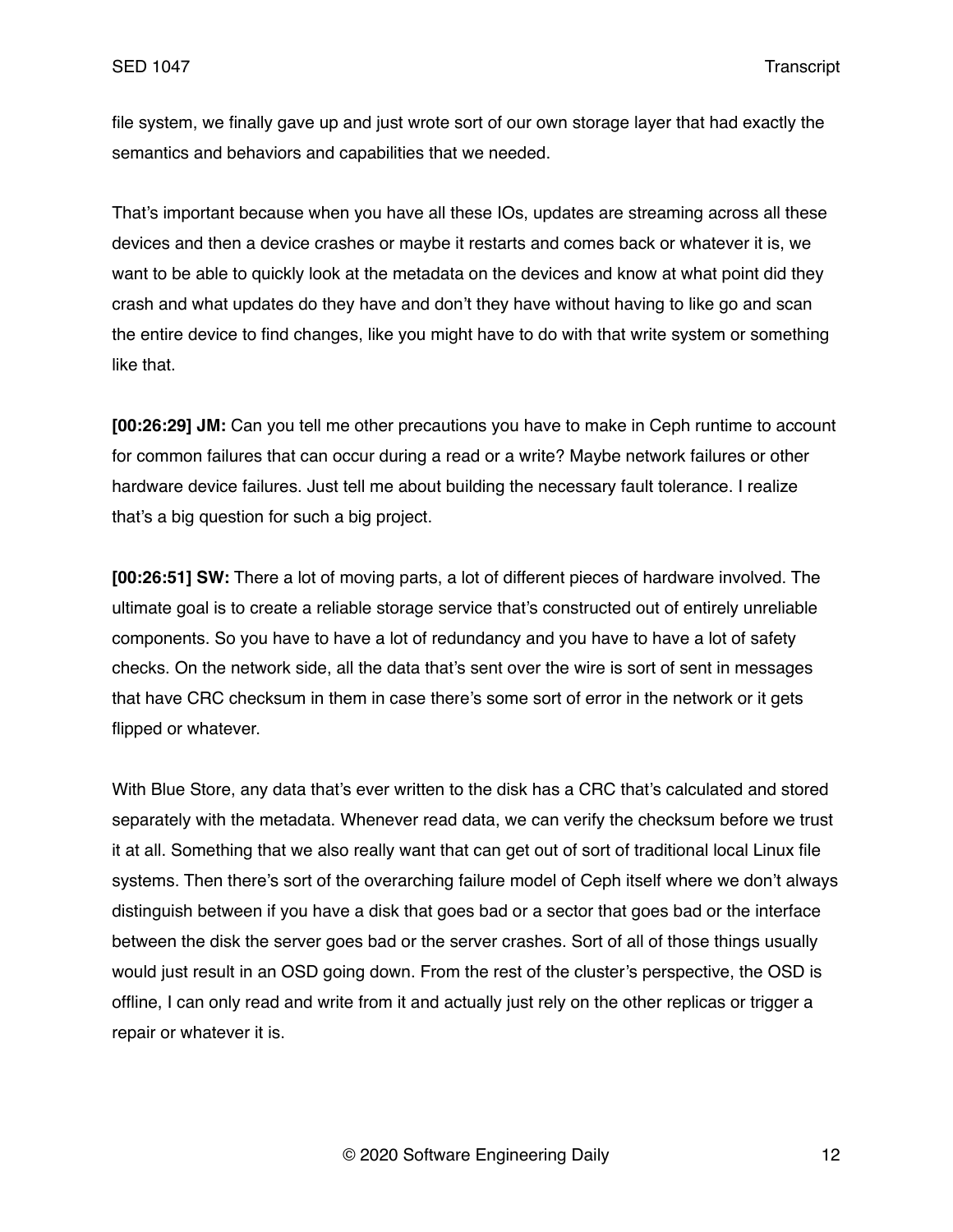file system, we finally gave up and just wrote sort of our own storage layer that had exactly the semantics and behaviors and capabilities that we needed.

That's important because when you have all these IOs, updates are streaming across all these devices and then a device crashes or maybe it restarts and comes back or whatever it is, we want to be able to quickly look at the metadata on the devices and know at what point did they crash and what updates do they have and don't they have without having to like go and scan the entire device to find changes, like you might have to do with that write system or something like that.

**[00:26:29] JM:** Can you tell me other precautions you have to make in Ceph runtime to account for common failures that can occur during a read or a write? Maybe network failures or other hardware device failures. Just tell me about building the necessary fault tolerance. I realize that's a big question for such a big project.

**[00:26:51] SW:** There a lot of moving parts, a lot of different pieces of hardware involved. The ultimate goal is to create a reliable storage service that's constructed out of entirely unreliable components. So you have to have a lot of redundancy and you have to have a lot of safety checks. On the network side, all the data that's sent over the wire is sort of sent in messages that have CRC checksum in them in case there's some sort of error in the network or it gets flipped or whatever.

With Blue Store, any data that's ever written to the disk has a CRC that's calculated and stored separately with the metadata. Whenever read data, we can verify the checksum before we trust it at all. Something that we also really want that can get out of sort of traditional local Linux file systems. Then there's sort of the overarching failure model of Ceph itself where we don't always distinguish between if you have a disk that goes bad or a sector that goes bad or the interface between the disk the server goes bad or the server crashes. Sort of all of those things usually would just result in an OSD going down. From the rest of the cluster's perspective, the OSD is offline, I can only read and write from it and actually just rely on the other replicas or trigger a repair or whatever it is.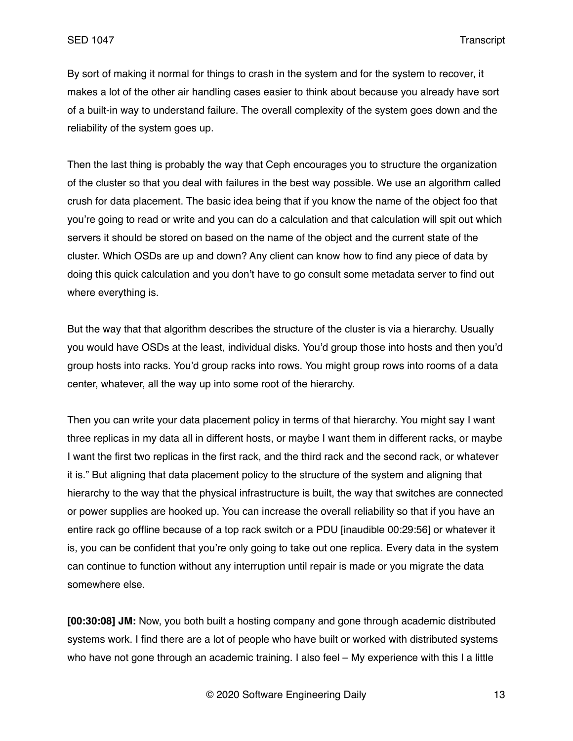By sort of making it normal for things to crash in the system and for the system to recover, it makes a lot of the other air handling cases easier to think about because you already have sort of a built-in way to understand failure. The overall complexity of the system goes down and the reliability of the system goes up.

Then the last thing is probably the way that Ceph encourages you to structure the organization of the cluster so that you deal with failures in the best way possible. We use an algorithm called crush for data placement. The basic idea being that if you know the name of the object foo that you're going to read or write and you can do a calculation and that calculation will spit out which servers it should be stored on based on the name of the object and the current state of the cluster. Which OSDs are up and down? Any client can know how to find any piece of data by doing this quick calculation and you don't have to go consult some metadata server to find out where everything is.

But the way that that algorithm describes the structure of the cluster is via a hierarchy. Usually you would have OSDs at the least, individual disks. You'd group those into hosts and then you'd group hosts into racks. You'd group racks into rows. You might group rows into rooms of a data center, whatever, all the way up into some root of the hierarchy.

Then you can write your data placement policy in terms of that hierarchy. You might say I want three replicas in my data all in different hosts, or maybe I want them in different racks, or maybe I want the first two replicas in the first rack, and the third rack and the second rack, or whatever it is." But aligning that data placement policy to the structure of the system and aligning that hierarchy to the way that the physical infrastructure is built, the way that switches are connected or power supplies are hooked up. You can increase the overall reliability so that if you have an entire rack go offline because of a top rack switch or a PDU [inaudible 00:29:56] or whatever it is, you can be confident that you're only going to take out one replica. Every data in the system can continue to function without any interruption until repair is made or you migrate the data somewhere else.

**[00:30:08] JM:** Now, you both built a hosting company and gone through academic distributed systems work. I find there are a lot of people who have built or worked with distributed systems who have not gone through an academic training. I also feel – My experience with this I a little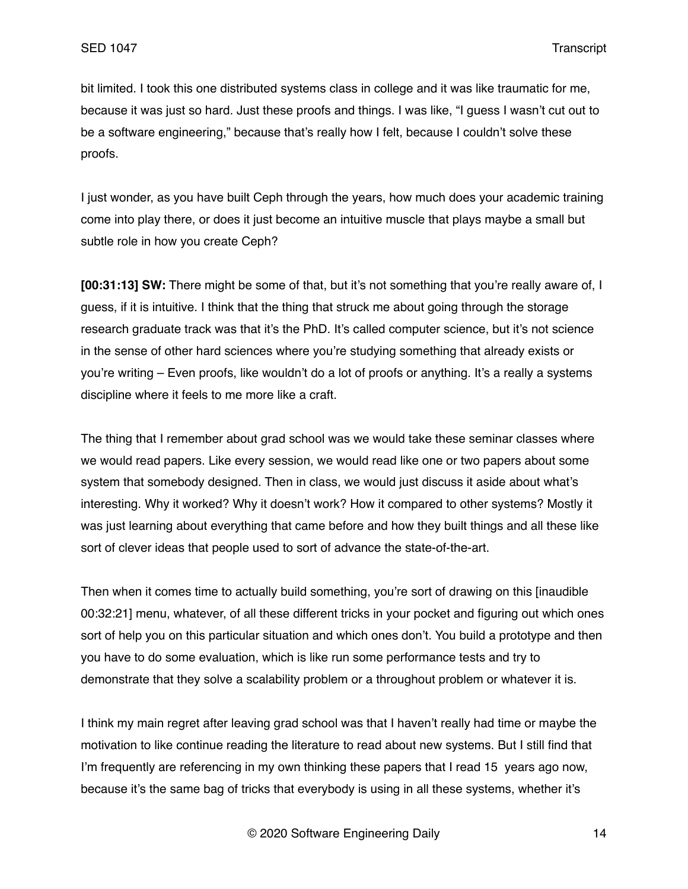bit limited. I took this one distributed systems class in college and it was like traumatic for me, because it was just so hard. Just these proofs and things. I was like, "I guess I wasn't cut out to be a software engineering," because that's really how I felt, because I couldn't solve these proofs.

I just wonder, as you have built Ceph through the years, how much does your academic training come into play there, or does it just become an intuitive muscle that plays maybe a small but subtle role in how you create Ceph?

**[00:31:13] SW:** There might be some of that, but it's not something that you're really aware of, I guess, if it is intuitive. I think that the thing that struck me about going through the storage research graduate track was that it's the PhD. It's called computer science, but it's not science in the sense of other hard sciences where you're studying something that already exists or you're writing – Even proofs, like wouldn't do a lot of proofs or anything. It's a really a systems discipline where it feels to me more like a craft.

The thing that I remember about grad school was we would take these seminar classes where we would read papers. Like every session, we would read like one or two papers about some system that somebody designed. Then in class, we would just discuss it aside about what's interesting. Why it worked? Why it doesn't work? How it compared to other systems? Mostly it was just learning about everything that came before and how they built things and all these like sort of clever ideas that people used to sort of advance the state-of-the-art.

Then when it comes time to actually build something, you're sort of drawing on this [inaudible 00:32:21] menu, whatever, of all these different tricks in your pocket and figuring out which ones sort of help you on this particular situation and which ones don't. You build a prototype and then you have to do some evaluation, which is like run some performance tests and try to demonstrate that they solve a scalability problem or a throughout problem or whatever it is.

I think my main regret after leaving grad school was that I haven't really had time or maybe the motivation to like continue reading the literature to read about new systems. But I still find that I'm frequently are referencing in my own thinking these papers that I read 15 years ago now, because it's the same bag of tricks that everybody is using in all these systems, whether it's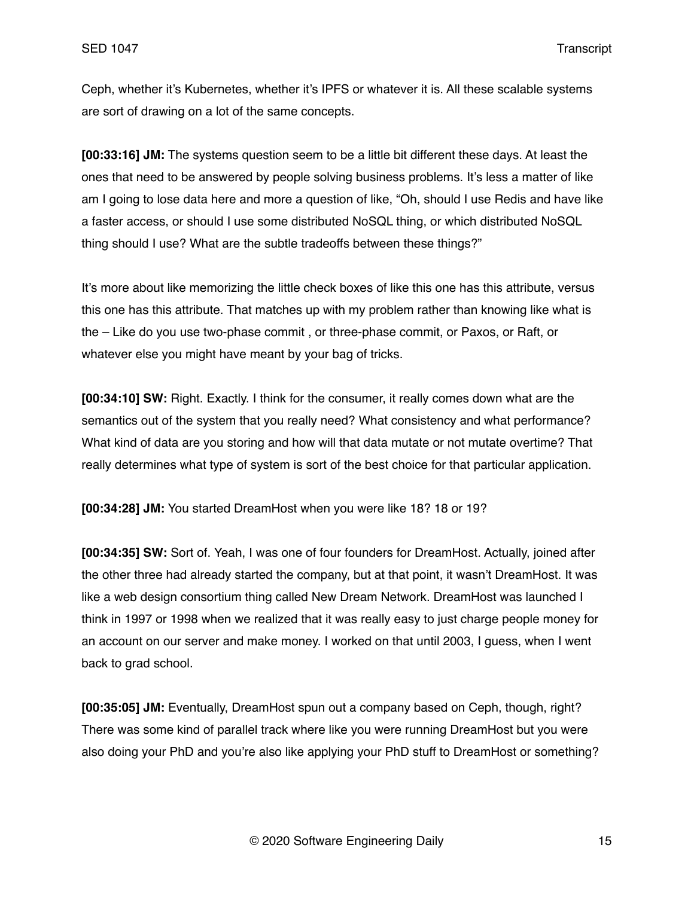Ceph, whether it's Kubernetes, whether it's IPFS or whatever it is. All these scalable systems are sort of drawing on a lot of the same concepts.

**[00:33:16] JM:** The systems question seem to be a little bit different these days. At least the ones that need to be answered by people solving business problems. It's less a matter of like am I going to lose data here and more a question of like, "Oh, should I use Redis and have like a faster access, or should I use some distributed NoSQL thing, or which distributed NoSQL thing should I use? What are the subtle tradeoffs between these things?"

It's more about like memorizing the little check boxes of like this one has this attribute, versus this one has this attribute. That matches up with my problem rather than knowing like what is the – Like do you use two-phase commit , or three-phase commit, or Paxos, or Raft, or whatever else you might have meant by your bag of tricks.

**[00:34:10] SW:** Right. Exactly. I think for the consumer, it really comes down what are the semantics out of the system that you really need? What consistency and what performance? What kind of data are you storing and how will that data mutate or not mutate overtime? That really determines what type of system is sort of the best choice for that particular application.

**[00:34:28] JM:** You started DreamHost when you were like 18? 18 or 19?

**[00:34:35] SW:** Sort of. Yeah, I was one of four founders for DreamHost. Actually, joined after the other three had already started the company, but at that point, it wasn't DreamHost. It was like a web design consortium thing called New Dream Network. DreamHost was launched I think in 1997 or 1998 when we realized that it was really easy to just charge people money for an account on our server and make money. I worked on that until 2003, I guess, when I went back to grad school.

**[00:35:05] JM:** Eventually, DreamHost spun out a company based on Ceph, though, right? There was some kind of parallel track where like you were running DreamHost but you were also doing your PhD and you're also like applying your PhD stuff to DreamHost or something?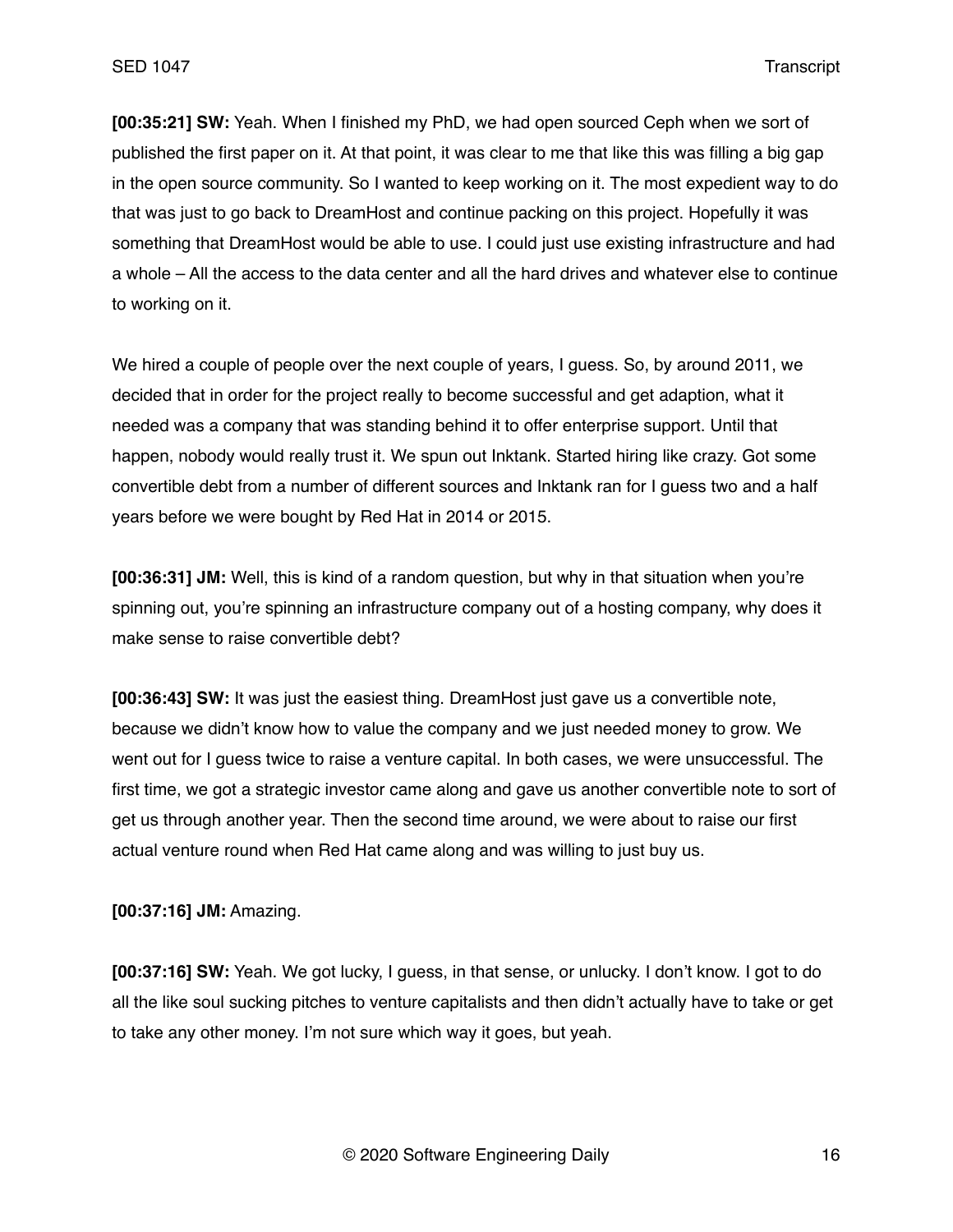**[00:35:21] SW:** Yeah. When I finished my PhD, we had open sourced Ceph when we sort of published the first paper on it. At that point, it was clear to me that like this was filling a big gap in the open source community. So I wanted to keep working on it. The most expedient way to do that was just to go back to DreamHost and continue packing on this project. Hopefully it was something that DreamHost would be able to use. I could just use existing infrastructure and had a whole – All the access to the data center and all the hard drives and whatever else to continue to working on it.

We hired a couple of people over the next couple of years, I guess. So, by around 2011, we decided that in order for the project really to become successful and get adaption, what it needed was a company that was standing behind it to offer enterprise support. Until that happen, nobody would really trust it. We spun out Inktank. Started hiring like crazy. Got some convertible debt from a number of different sources and Inktank ran for I guess two and a half years before we were bought by Red Hat in 2014 or 2015.

**[00:36:31] JM:** Well, this is kind of a random question, but why in that situation when you're spinning out, you're spinning an infrastructure company out of a hosting company, why does it make sense to raise convertible debt?

**[00:36:43] SW:** It was just the easiest thing. DreamHost just gave us a convertible note, because we didn't know how to value the company and we just needed money to grow. We went out for I guess twice to raise a venture capital. In both cases, we were unsuccessful. The first time, we got a strategic investor came along and gave us another convertible note to sort of get us through another year. Then the second time around, we were about to raise our first actual venture round when Red Hat came along and was willing to just buy us.

**[00:37:16] JM:** Amazing.

**[00:37:16] SW:** Yeah. We got lucky, I guess, in that sense, or unlucky. I don't know. I got to do all the like soul sucking pitches to venture capitalists and then didn't actually have to take or get to take any other money. I'm not sure which way it goes, but yeah.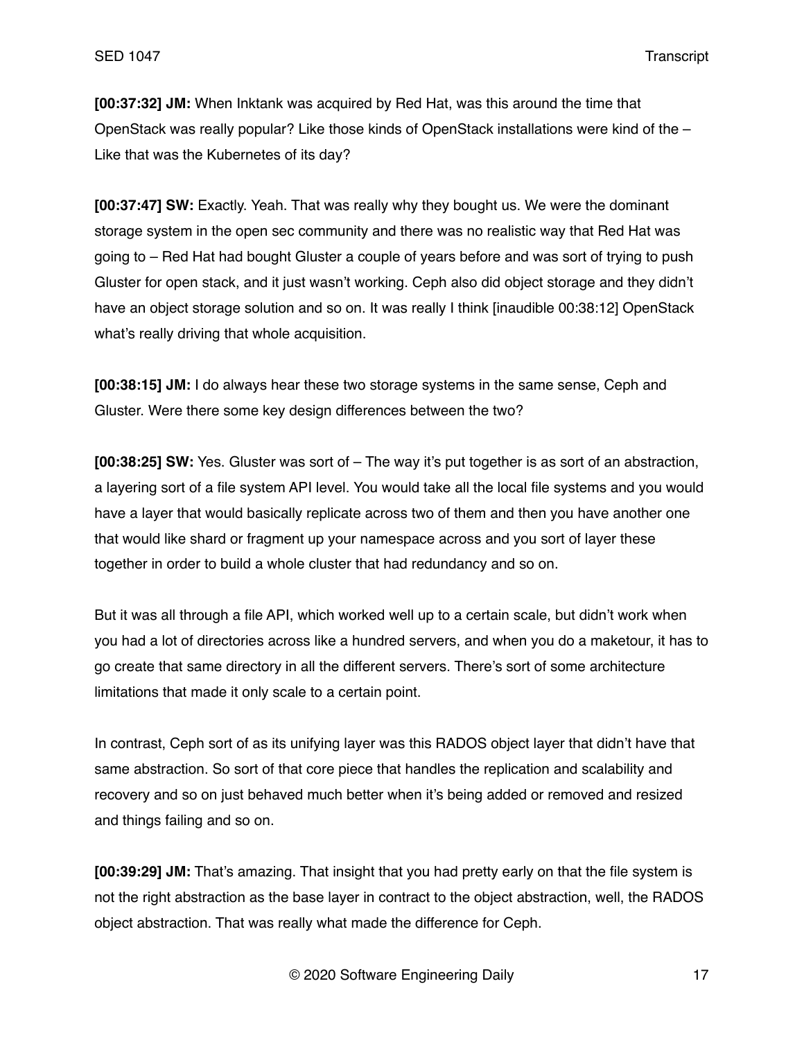**[00:37:32] JM:** When Inktank was acquired by Red Hat, was this around the time that OpenStack was really popular? Like those kinds of OpenStack installations were kind of the – Like that was the Kubernetes of its day?

**[00:37:47] SW:** Exactly. Yeah. That was really why they bought us. We were the dominant storage system in the open sec community and there was no realistic way that Red Hat was going to – Red Hat had bought Gluster a couple of years before and was sort of trying to push Gluster for open stack, and it just wasn't working. Ceph also did object storage and they didn't have an object storage solution and so on. It was really I think [inaudible 00:38:12] OpenStack what's really driving that whole acquisition.

**[00:38:15] JM:** I do always hear these two storage systems in the same sense, Ceph and Gluster. Were there some key design differences between the two?

**[00:38:25] SW:** Yes. Gluster was sort of – The way it's put together is as sort of an abstraction, a layering sort of a file system API level. You would take all the local file systems and you would have a layer that would basically replicate across two of them and then you have another one that would like shard or fragment up your namespace across and you sort of layer these together in order to build a whole cluster that had redundancy and so on.

But it was all through a file API, which worked well up to a certain scale, but didn't work when you had a lot of directories across like a hundred servers, and when you do a maketour, it has to go create that same directory in all the different servers. There's sort of some architecture limitations that made it only scale to a certain point.

In contrast, Ceph sort of as its unifying layer was this RADOS object layer that didn't have that same abstraction. So sort of that core piece that handles the replication and scalability and recovery and so on just behaved much better when it's being added or removed and resized and things failing and so on.

**[00:39:29] JM:** That's amazing. That insight that you had pretty early on that the file system is not the right abstraction as the base layer in contract to the object abstraction, well, the RADOS object abstraction. That was really what made the difference for Ceph.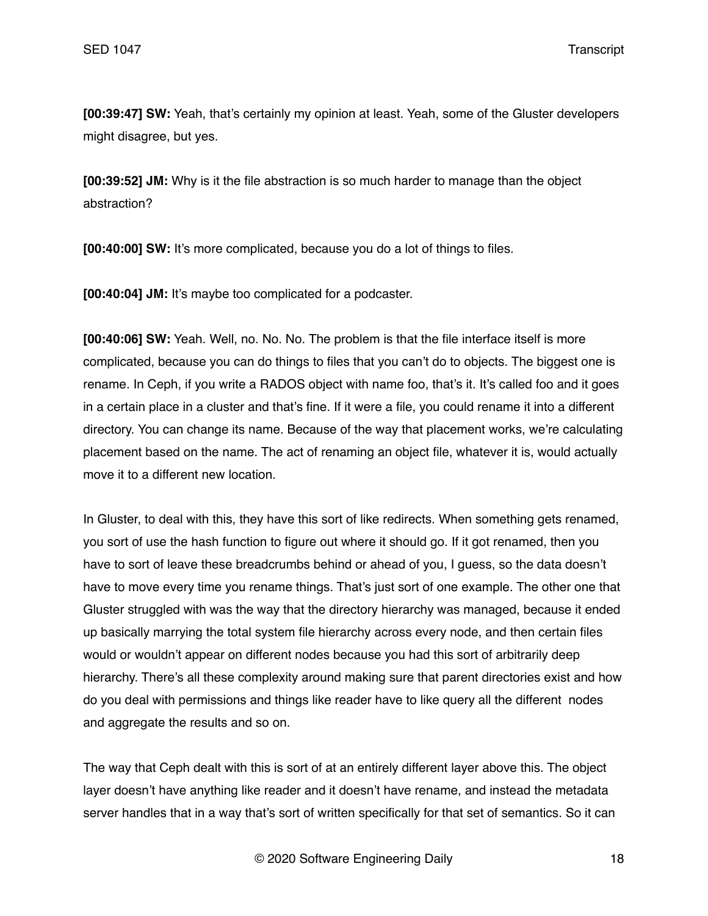**[00:39:47] SW:** Yeah, that's certainly my opinion at least. Yeah, some of the Gluster developers might disagree, but yes.

**[00:39:52] JM:** Why is it the file abstraction is so much harder to manage than the object abstraction?

**[00:40:00] SW:** It's more complicated, because you do a lot of things to files.

**[00:40:04] JM:** It's maybe too complicated for a podcaster.

**[00:40:06] SW:** Yeah. Well, no. No. No. The problem is that the file interface itself is more complicated, because you can do things to files that you can't do to objects. The biggest one is rename. In Ceph, if you write a RADOS object with name foo, that's it. It's called foo and it goes in a certain place in a cluster and that's fine. If it were a file, you could rename it into a different directory. You can change its name. Because of the way that placement works, we're calculating placement based on the name. The act of renaming an object file, whatever it is, would actually move it to a different new location.

In Gluster, to deal with this, they have this sort of like redirects. When something gets renamed, you sort of use the hash function to figure out where it should go. If it got renamed, then you have to sort of leave these breadcrumbs behind or ahead of you, I guess, so the data doesn't have to move every time you rename things. That's just sort of one example. The other one that Gluster struggled with was the way that the directory hierarchy was managed, because it ended up basically marrying the total system file hierarchy across every node, and then certain files would or wouldn't appear on different nodes because you had this sort of arbitrarily deep hierarchy. There's all these complexity around making sure that parent directories exist and how do you deal with permissions and things like reader have to like query all the different nodes and aggregate the results and so on.

The way that Ceph dealt with this is sort of at an entirely different layer above this. The object layer doesn't have anything like reader and it doesn't have rename, and instead the metadata server handles that in a way that's sort of written specifically for that set of semantics. So it can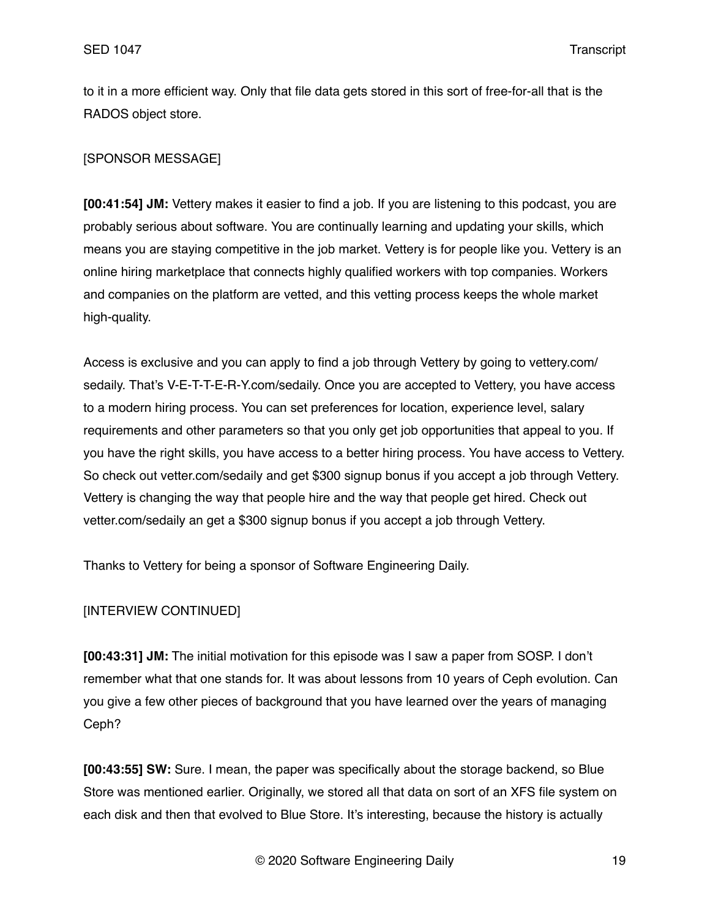to it in a more efficient way. Only that file data gets stored in this sort of free-for-all that is the RADOS object store.

[SPONSOR MESSAGE]

**[00:41:54] JM:** Vettery makes it easier to find a job. If you are listening to this podcast, you are probably serious about software. You are continually learning and updating your skills, which means you are staying competitive in the job market. Vettery is for people like you. Vettery is an online hiring marketplace that connects highly qualified workers with top companies. Workers and companies on the platform are vetted, and this vetting process keeps the whole market high-quality.

Access is exclusive and you can apply to find a job through Vettery by going to vettery.com/sedaily. That's V-E-T-T-E-R-Y.com/sedaily. Once you are accepted to Vettery, you have access to a modern hiring process. You can set preferences for location, experience level, salary requirements and other parameters so that you only get job opportunities that appeal to you. If you have the right skills, you have access to a better hiring process. You have access to Vettery. So check out vetter.com/sedaily and get $300 signup bonus if you accept a job through Vettery. Vettery is changing the way that people hire and the way that people get hired. Check out vetter.com/sedaily an get a $300 signup bonus if you accept a job through Vettery.

Thanks to Vettery for being a sponsor of Software Engineering Daily.

[INTERVIEW CONTINUED]

**[00:43:31] JM:** The initial motivation for this episode was I saw a paper from SOSP. I don't remember what that one stands for. It was about lessons from 10 years of Ceph evolution. Can you give a few other pieces of background that you have learned over the years of managing Ceph?

**[00:43:55] SW:** Sure. I mean, the paper was specifically about the storage backend, so Blue Store was mentioned earlier. Originally, we stored all that data on sort of an XFS file system on each disk and then that evolved to Blue Store. It's interesting, because the history is actually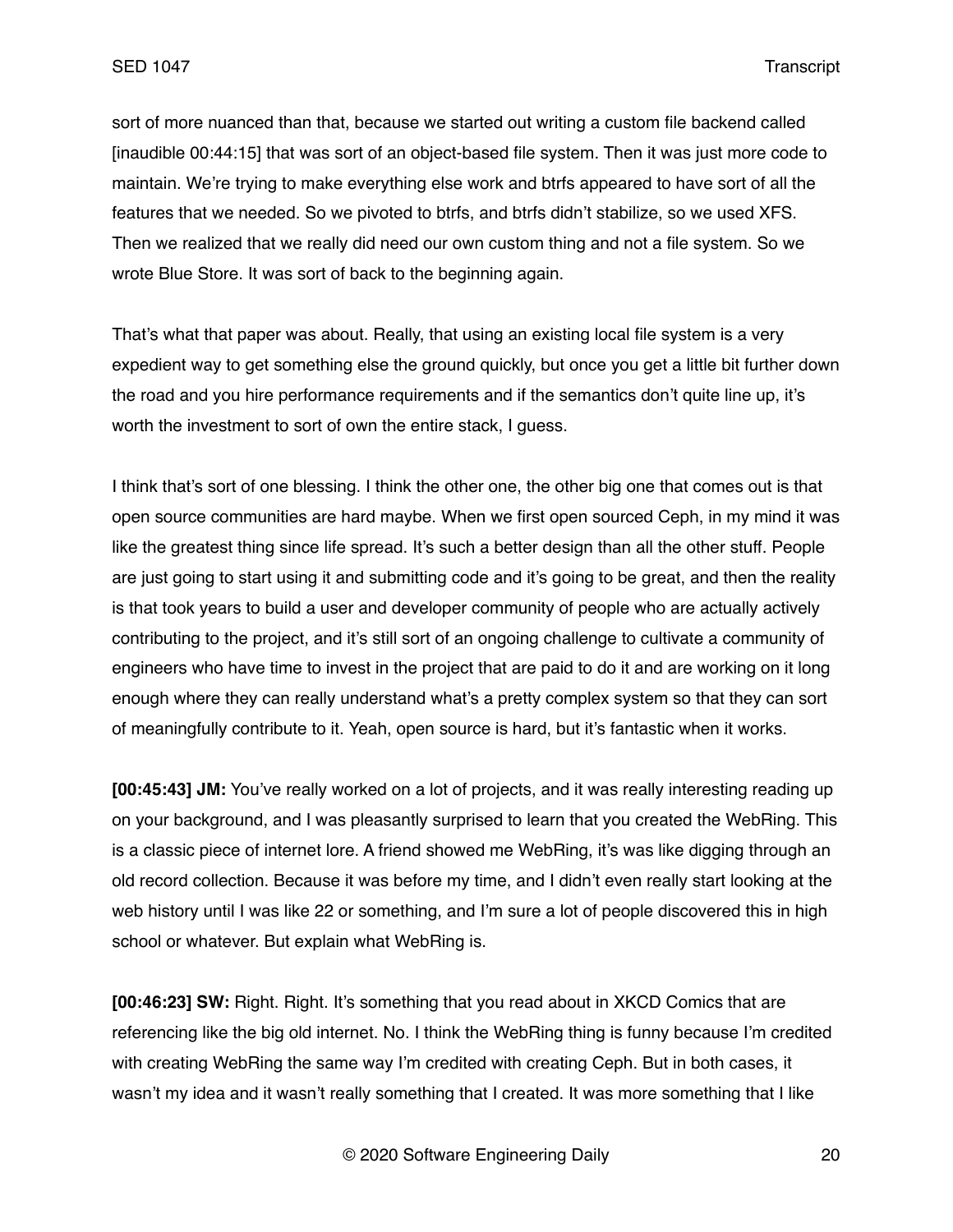sort of more nuanced than that, because we started out writing a custom file backend called [inaudible 00:44:15] that was sort of an object-based file system. Then it was just more code to maintain. We're trying to make everything else work and btrfs appeared to have sort of all the features that we needed. So we pivoted to btrfs, and btrfs didn't stabilize, so we used XFS. Then we realized that we really did need our own custom thing and not a file system. So we wrote Blue Store. It was sort of back to the beginning again.

That's what that paper was about. Really, that using an existing local file system is a very expedient way to get something else the ground quickly, but once you get a little bit further down the road and you hire performance requirements and if the semantics don't quite line up, it's worth the investment to sort of own the entire stack, I guess.

I think that's sort of one blessing. I think the other one, the other big one that comes out is that open source communities are hard maybe. When we first open sourced Ceph, in my mind it was like the greatest thing since life spread. It's such a better design than all the other stuff. People are just going to start using it and submitting code and it's going to be great, and then the reality is that took years to build a user and developer community of people who are actually actively contributing to the project, and it's still sort of an ongoing challenge to cultivate a community of engineers who have time to invest in the project that are paid to do it and are working on it long enough where they can really understand what's a pretty complex system so that they can sort of meaningfully contribute to it. Yeah, open source is hard, but it's fantastic when it works.

**[00:45:43] JM:** You've really worked on a lot of projects, and it was really interesting reading up on your background, and I was pleasantly surprised to learn that you created the WebRing. This is a classic piece of internet lore. A friend showed me WebRing, it's was like digging through an old record collection. Because it was before my time, and I didn't even really start looking at the web history until I was like 22 or something, and I'm sure a lot of people discovered this in high school or whatever. But explain what WebRing is.

**[00:46:23] SW:** Right. Right. It's something that you read about in XKCD Comics that are referencing like the big old internet. No. I think the WebRing thing is funny because I'm credited with creating WebRing the same way I'm credited with creating Ceph. But in both cases, it wasn't my idea and it wasn't really something that I created. It was more something that I like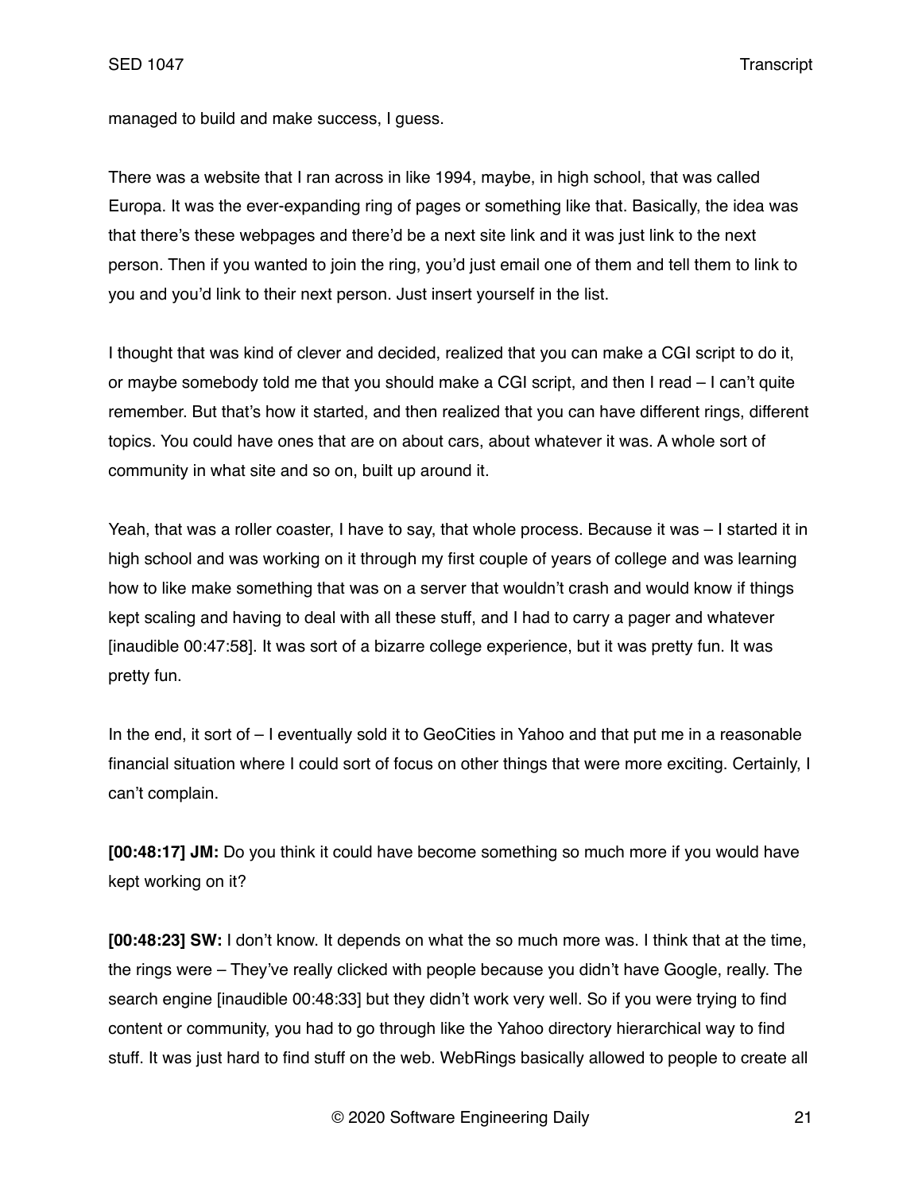managed to build and make success, I guess.

There was a website that I ran across in like 1994, maybe, in high school, that was called Europa. It was the ever-expanding ring of pages or something like that. Basically, the idea was that there's these webpages and there'd be a next site link and it was just link to the next person. Then if you wanted to join the ring, you'd just email one of them and tell them to link to you and you'd link to their next person. Just insert yourself in the list.

I thought that was kind of clever and decided, realized that you can make a CGI script to do it, or maybe somebody told me that you should make a CGI script, and then I read – I can't quite remember. But that's how it started, and then realized that you can have different rings, different topics. You could have ones that are on about cars, about whatever it was. A whole sort of community in what site and so on, built up around it.

Yeah, that was a roller coaster, I have to say, that whole process. Because it was – I started it in high school and was working on it through my first couple of years of college and was learning how to like make something that was on a server that wouldn't crash and would know if things kept scaling and having to deal with all these stuff, and I had to carry a pager and whatever [inaudible 00:47:58]. It was sort of a bizarre college experience, but it was pretty fun. It was pretty fun.

In the end, it sort of – I eventually sold it to GeoCities in Yahoo and that put me in a reasonable financial situation where I could sort of focus on other things that were more exciting. Certainly, I can't complain.

**[00:48:17] JM:** Do you think it could have become something so much more if you would have kept working on it?

**[00:48:23] SW:** I don't know. It depends on what the so much more was. I think that at the time, the rings were – They've really clicked with people because you didn't have Google, really. The search engine [inaudible 00:48:33] but they didn't work very well. So if you were trying to find content or community, you had to go through like the Yahoo directory hierarchical way to find stuff. It was just hard to find stuff on the web. WebRings basically allowed to people to create all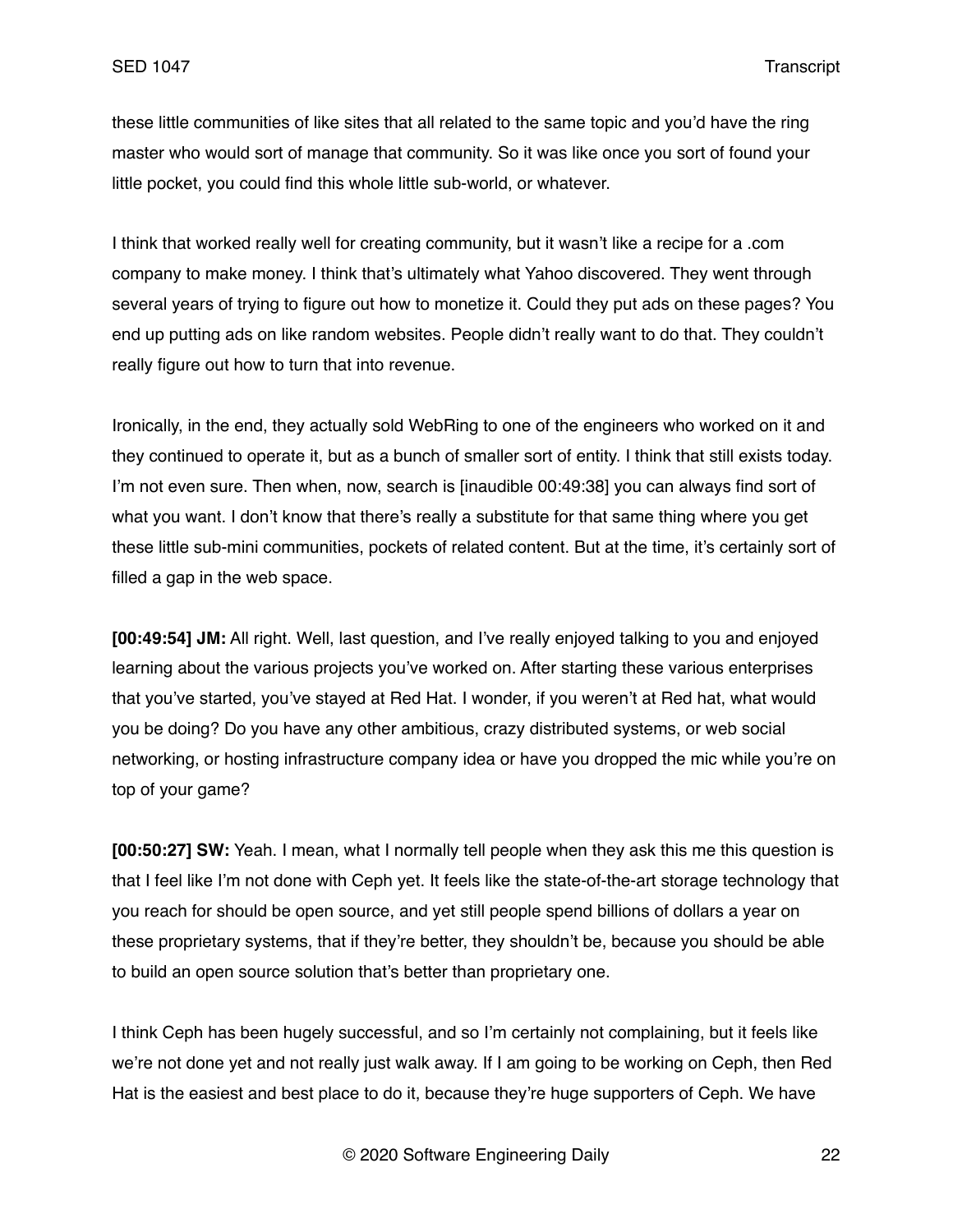these little communities of like sites that all related to the same topic and you'd have the ring master who would sort of manage that community. So it was like once you sort of found your little pocket, you could find this whole little sub-world, or whatever.

I think that worked really well for creating community, but it wasn't like a recipe for a .com company to make money. I think that's ultimately what Yahoo discovered. They went through several years of trying to figure out how to monetize it. Could they put ads on these pages? You end up putting ads on like random websites. People didn't really want to do that. They couldn't really figure out how to turn that into revenue.

Ironically, in the end, they actually sold WebRing to one of the engineers who worked on it and they continued to operate it, but as a bunch of smaller sort of entity. I think that still exists today. I'm not even sure. Then when, now, search is [inaudible 00:49:38] you can always find sort of what you want. I don't know that there's really a substitute for that same thing where you get these little sub-mini communities, pockets of related content. But at the time, it's certainly sort of filled a gap in the web space.

**[00:49:54] JM:** All right. Well, last question, and I've really enjoyed talking to you and enjoyed learning about the various projects you've worked on. After starting these various enterprises that you've started, you've stayed at Red Hat. I wonder, if you weren't at Red hat, what would you be doing? Do you have any other ambitious, crazy distributed systems, or web social networking, or hosting infrastructure company idea or have you dropped the mic while you're on top of your game?

**[00:50:27] SW:** Yeah. I mean, what I normally tell people when they ask this me this question is that I feel like I'm not done with Ceph yet. It feels like the state-of-the-art storage technology that you reach for should be open source, and yet still people spend billions of dollars a year on these proprietary systems, that if they're better, they shouldn't be, because you should be able to build an open source solution that's better than proprietary one.

I think Ceph has been hugely successful, and so I'm certainly not complaining, but it feels like we're not done yet and not really just walk away. If I am going to be working on Ceph, then Red Hat is the easiest and best place to do it, because they're huge supporters of Ceph. We have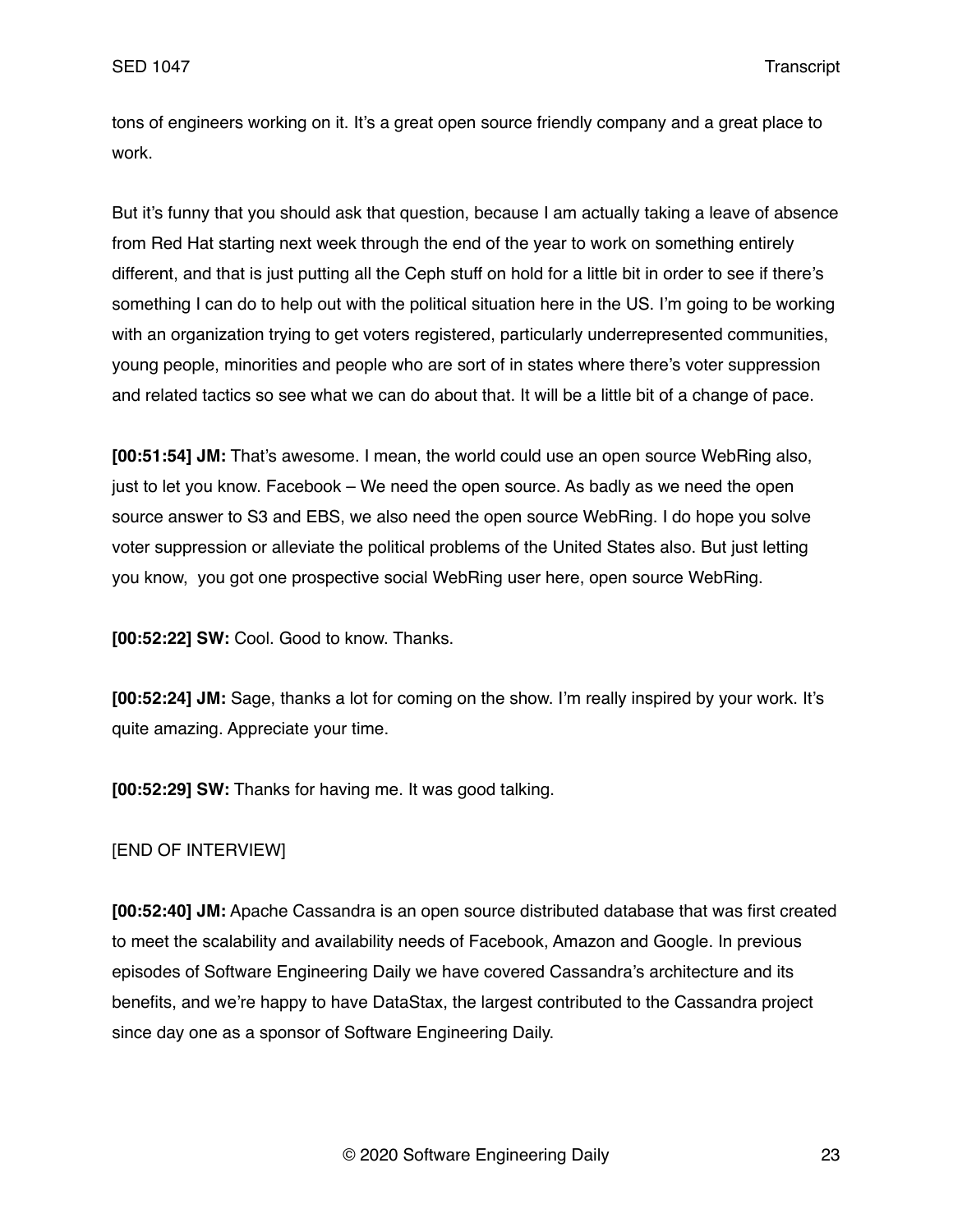tons of engineers working on it. It's a great open source friendly company and a great place to work.

But it's funny that you should ask that question, because I am actually taking a leave of absence from Red Hat starting next week through the end of the year to work on something entirely different, and that is just putting all the Ceph stuff on hold for a little bit in order to see if there's something I can do to help out with the political situation here in the US. I'm going to be working with an organization trying to get voters registered, particularly underrepresented communities, young people, minorities and people who are sort of in states where there's voter suppression and related tactics so see what we can do about that. It will be a little bit of a change of pace.

**[00:51:54] JM:** That's awesome. I mean, the world could use an open source WebRing also, just to let you know. Facebook – We need the open source. As badly as we need the open source answer to S3 and EBS, we also need the open source WebRing. I do hope you solve voter suppression or alleviate the political problems of the United States also. But just letting you know, you got one prospective social WebRing user here, open source WebRing.

**[00:52:22] SW:** Cool. Good to know. Thanks.

**[00:52:24] JM:** Sage, thanks a lot for coming on the show. I'm really inspired by your work. It's quite amazing. Appreciate your time.

**[00:52:29] SW:** Thanks for having me. It was good talking.

[END OF INTERVIEW]

**[00:52:40] JM:** Apache Cassandra is an open source distributed database that was first created to meet the scalability and availability needs of Facebook, Amazon and Google. In previous episodes of Software Engineering Daily we have covered Cassandra's architecture and its benefits, and we're happy to have DataStax, the largest contributed to the Cassandra project since day one as a sponsor of Software Engineering Daily.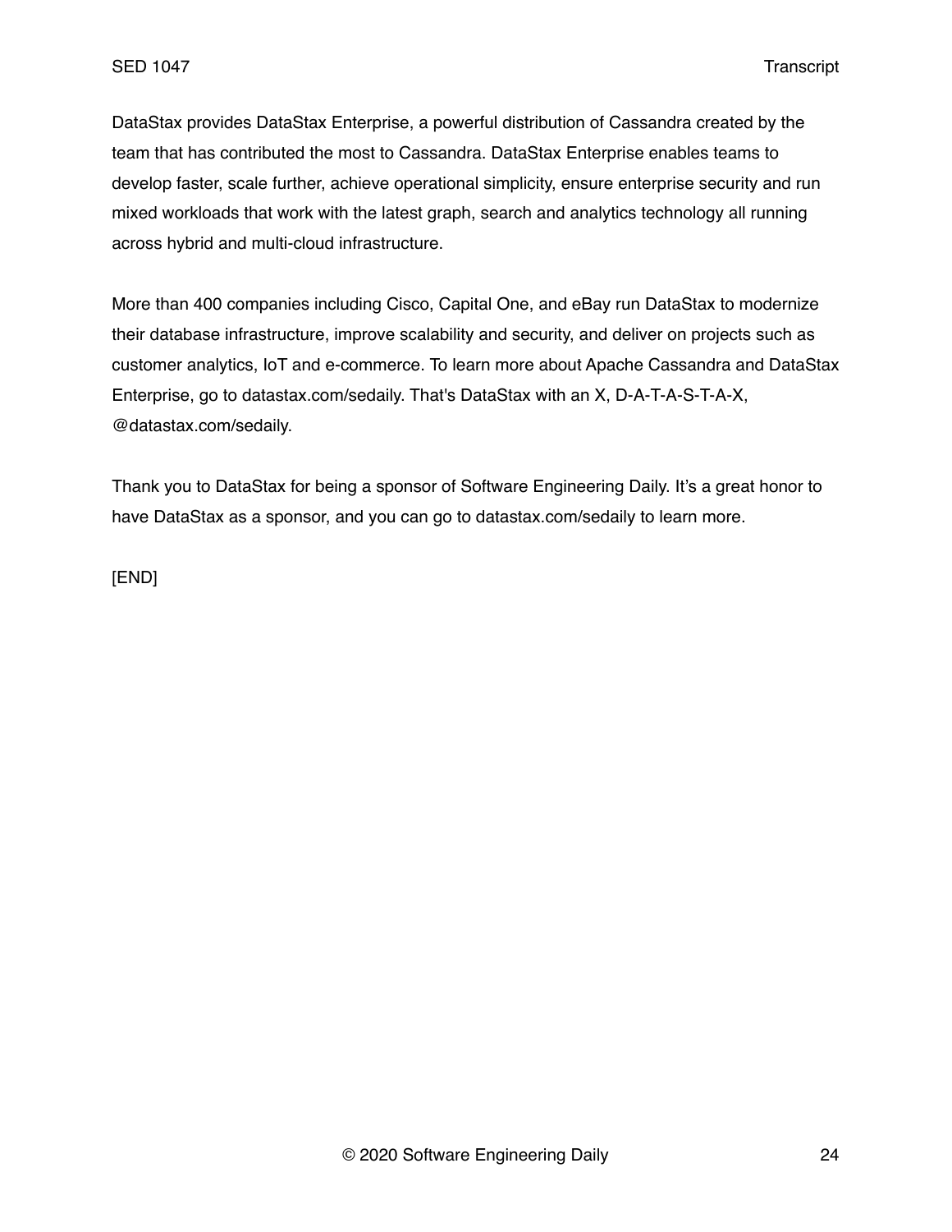DataStax provides DataStax Enterprise, a powerful distribution of Cassandra created by the team that has contributed the most to Cassandra. DataStax Enterprise enables teams to develop faster, scale further, achieve operational simplicity, ensure enterprise security and run mixed workloads that work with the latest graph, search and analytics technology all running across hybrid and multi-cloud infrastructure.

More than 400 companies including Cisco, Capital One, and eBay run DataStax to modernize their database infrastructure, improve scalability and security, and deliver on projects such as customer analytics, IoT and e-commerce. To learn more about Apache Cassandra and DataStax Enterprise, go to datastax.com/sedaily. That's DataStax with an X, D-A-T-A-S-T-A-X, @datastax.com/sedaily.

Thank you to DataStax for being a sponsor of Software Engineering Daily. It's a great honor to have DataStax as a sponsor, and you can go to datastax.com/sedaily to learn more.

[END]